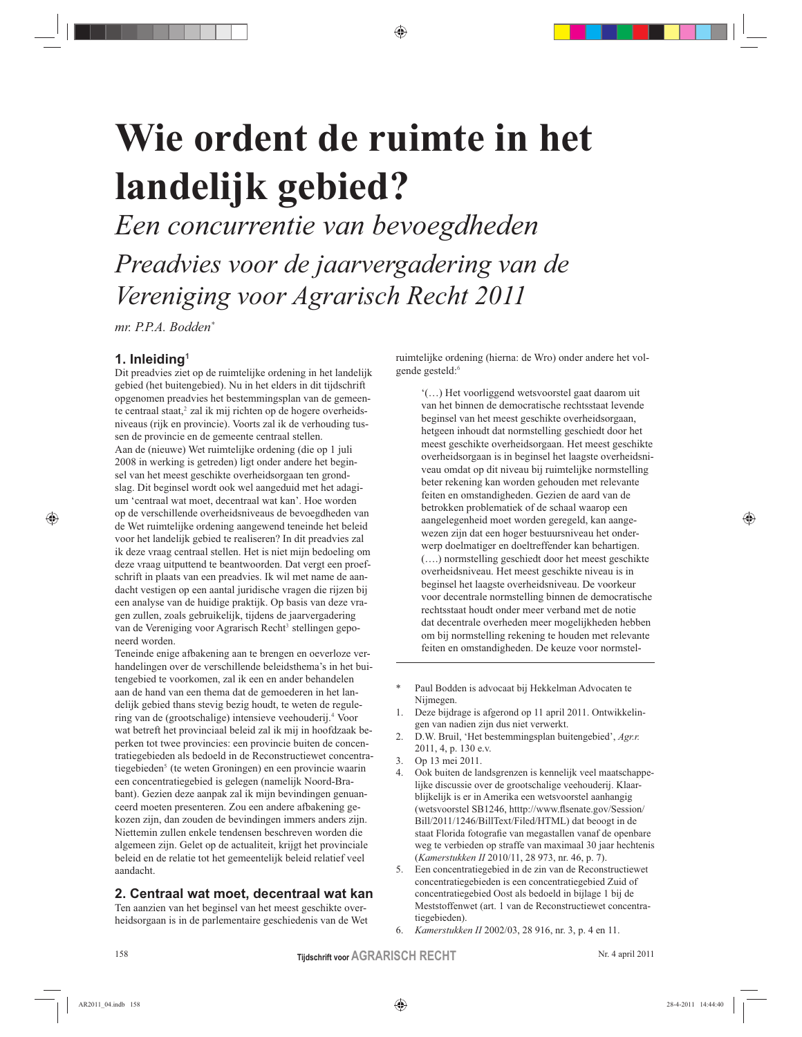# Wie ordent de ruimte in het landelijk gebied?

*Een concurrentie van bevoegdheden*

*Preadvies voor de jaarvergadering van de Vereniging voor Agrarisch Recht 2011*

*mr. P.P.A. Bodden**

## 1. Inleiding[1]

Dit preadvies ziet op de ruimtelijke ordening in het landelijk gebied (het buitengebied). Nu in het elders in dit tijdschrift opgenomen preadvies het bestemmingsplan van de gemeente centraal staat,[2] zal ik mij richten op de hogere overheidsniveaus (rijk en provincie). Voorts zal ik de verhouding tussen de provincie en de gemeente centraal stellen.

Aan de (nieuwe) Wet ruimtelijke ordening (die op 1 juli 2008 in werking is getreden) ligt onder andere het beginsel van het meest geschikte overheidsorgaan ten grondslag. Dit beginsel wordt ook wel aangeduid met het adagium 'centraal wat moet, decentraal wat kan'. Hoe worden op de verschillende overheidsniveaus de bevoegdheden van de Wet ruimtelijke ordening aangewend teneinde het beleid voor het landelijk gebied te realiseren? In dit preadvies zal ik deze vraag centraal stellen. Het is niet mijn bedoeling om deze vraag uitputtend te beantwoorden. Dat vergt een proefschrift in plaats van een preadvies. Ik wil met name de aandacht vestigen op een aantal juridische vragen die rijzen bij een analyse van de huidige praktijk. Op basis van deze vragen zullen, zoals gebruikelijk, tijdens de jaarvergadering van de Vereniging voor Agrarisch Recht[3] stellingen geponeerd worden.

Teneinde enige afbakening aan te brengen en oeverloze verhandelingen over de verschillende beleidsthema's in het buitengebied te voorkomen, zal ik een en ander behandelen aan de hand van een thema dat de gemoederen in het landelijk gebied thans stevig bezig houdt, te weten de regulering van de (grootschalige) intensieve veehouderij.[4] Voor wat betreft het provinciaal beleid zal ik mij in hoofdzaak beperken tot twee provincies: een provincie buiten de concentratiegebieden als bedoeld in de Reconstructiewet concentratiegebieden[5] (te weten Groningen) en een provincie waarin een concentratiegebied is gelegen (namelijk Noord-Brabant). Gezien deze aanpak zal ik mijn bevindingen genuanceerd moeten presenteren. Zou een andere afbakening gekozen zijn, dan zouden de bevindingen immers anders zijn. Niettemin zullen enkele tendensen beschreven worden die algemeen zijn. Gelet op de actualiteit, krijgt het provinciale beleid en de relatie tot het gemeentelijk beleid relatief veel aandacht.

## 2. Centraal wat moet, decentraal wat kan

Ten aanzien van het beginsel van het meest geschikte overheidsorgaan is in de parlementaire geschiedenis van de Wet ruimtelijke ordening (hierna: de Wro) onder andere het volgende gesteld:[6]

> '(…) Het voorliggend wetsvoorstel gaat daarom uit van het binnen de democratische rechtsstaat levende beginsel van het meest geschikte overheidsorgaan, hetgeen inhoudt dat normstelling geschiedt door het meest geschikte overheidsorgaan. Het meest geschikte overheidsorgaan is in beginsel het laagste overheidsniveau omdat op dit niveau bij ruimtelijke normstelling beter rekening kan worden gehouden met relevante feiten en omstandigheden. Gezien de aard van de betrokken problematiek of de schaal waarop een aangelegenheid moet worden geregeld, kan aangewezen zijn dat een hoger bestuursniveau het onderwerp doelmatiger en doeltreffender kan behartigen. (….) normstelling geschiedt door het meest geschikte overheidsniveau. Het meest geschikte niveau is in beginsel het laagste overheidsniveau. De voorkeur voor decentrale normstelling binnen de democratische rechtsstaat houdt onder meer verband met de notie dat decentrale overheden meer mogelijkheden hebben om bij normstelling rekening te houden met relevante feiten en omstandigheden. De keuze voor normstel-

---

\* Paul Bodden is advocaat bij Hekkelman Advocaten te Nijmegen.

1. Deze bijdrage is afgerond op 11 april 2011. Ontwikkelingen van nadien zijn dus niet verwerkt.
2. D.W. Bruil, 'Het bestemmingsplan buitengebied', *Agr.r.* 2011, 4, p. 130 e.v.
3. Op 13 mei 2011.
4. Ook buiten de landsgrenzen is kennelijk veel maatschappelijke discussie over de grootschalige veehouderij. Klaarblijkelijk is er in Amerika een wetsvoorstel aanhangig (wetsvoorstel SB1246, htttp://www.flsenate.gov/Session/Bill/2011/1246/BillText/Filed/HTML) dat beoogt in de staat Florida fotografie van megastallen vanaf de openbare weg te verbieden op straffe van maximaal 30 jaar hechtenis (*Kamerstukken II* 2010/11, 28 973, nr. 46, p. 7).
5. Een concentratiegebied in de zin van de Reconstructiewet concentratiegebieden is een concentratiegebied Zuid of concentratiegebied Oost als bedoeld in bijlage 1 bij de Meststoffenwet (art. 1 van de Reconstructiewet concentratiegebieden).
6. *Kamerstukken II* 2002/03, 28 916, nr. 3, p. 4 en 11.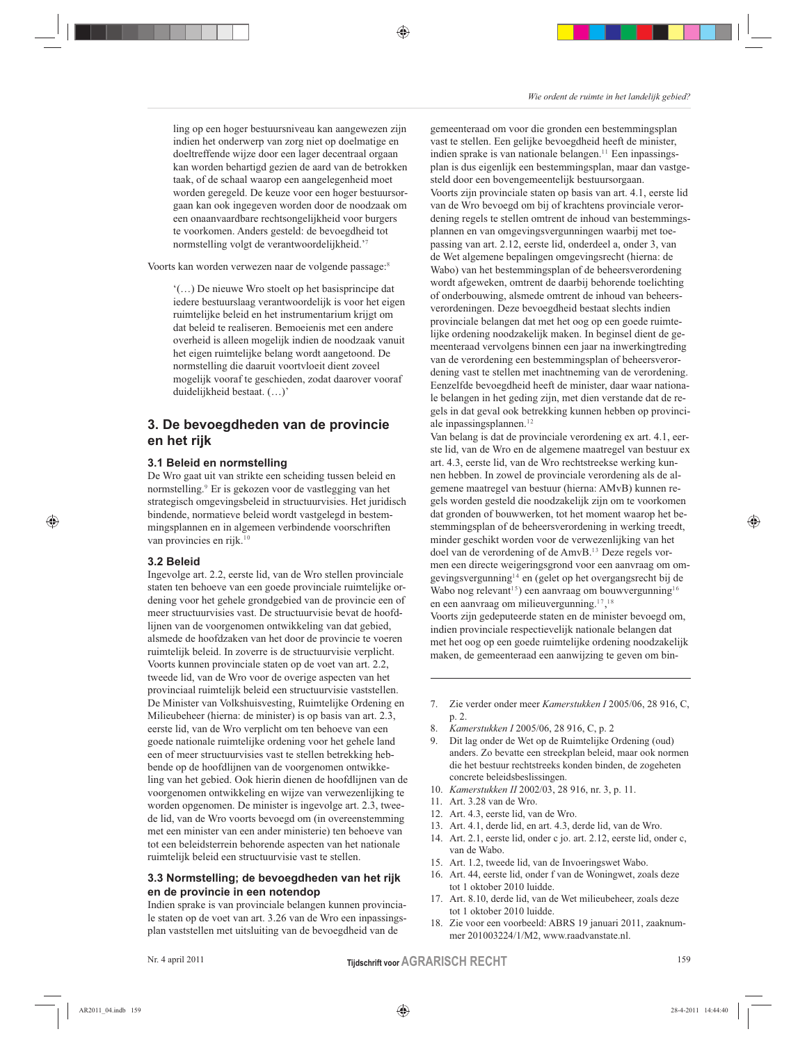ling op een hoger bestuursniveau kan aangewezen zijn indien het onderwerp van zorg niet op doelmatige en doeltreffende wijze door een lager decentraal orgaan kan worden behartigd gezien de aard van de betrokken taak, of de schaal waarop een aangelegenheid moet worden geregeld. De keuze voor een hoger bestuursorgaan kan ook ingegeven worden door de noodzaak om een onaanvaardbare rechtsongelijkheid voor burgers te voorkomen. Anders gesteld: de bevoegdheid tot normstelling volgt de verantwoordelijkheid.'[7]

Voorts kan worden verwezen naar de volgende passage:[8]

> '(…) De nieuwe Wro stoelt op het basisprincipe dat iedere bestuurslaag verantwoordelijk is voor het eigen ruimtelijke beleid en het instrumentarium krijgt om dat beleid te realiseren. Bemoeienis met een andere overheid is alleen mogelijk indien de noodzaak vanuit het eigen ruimtelijke belang wordt aangetoond. De normstelling die daaruit voortvloeit dient zoveel mogelijk vooraf te geschieden, zodat daarover vooraf duidelijkheid bestaat. (…)'

## 3. De bevoegdheden van de provincie en het rijk

### 3.1 Beleid en normstelling

De Wro gaat uit van strikte een scheiding tussen beleid en normstelling.[9] Er is gekozen voor de vastlegging van het strategisch omgevingsbeleid in structuurvisies. Het juridisch bindende, normatieve beleid wordt vastgelegd in bestemmingsplannen en in algemeen verbindende voorschriften van provincies en rijk.[10]

### 3.2 Beleid

Ingevolge art. 2.2, eerste lid, van de Wro stellen provinciale staten ten behoeve van een goede provinciale ruimtelijke ordening voor het gehele grondgebied van de provincie een of meer structuurvisies vast. De structuurvisie bevat de hoofdlijnen van de voorgenomen ontwikkeling van dat gebied, alsmede de hoofdzaken van het door de provincie te voeren ruimtelijk beleid. In zoverre is de structuurvisie verplicht. Voorts kunnen provinciale staten op de voet van art. 2.2, tweede lid, van de Wro voor de overige aspecten van het provinciaal ruimtelijk beleid een structuurvisie vaststellen. De Minister van Volkshuisvesting, Ruimtelijke Ordening en Milieubeheer (hierna: de minister) is op basis van art. 2.3, eerste lid, van de Wro verplicht om ten behoeve van een goede nationale ruimtelijke ordening voor het gehele land een of meer structuurvisies vast te stellen betrekking hebbende op de hoofdlijnen van de voorgenomen ontwikkeling van het gebied. Ook hierin dienen de hoofdlijnen van de voorgenomen ontwikkeling en wijze van verwezenlijking te worden opgenomen. De minister is ingevolge art. 2.3, tweede lid, van de Wro voorts bevoegd om (in overeenstemming met een minister van een ander ministerie) ten behoeve van tot een beleidsterrein behorende aspecten van het nationale ruimtelijk beleid een structuurvisie vast te stellen.

### 3.3 Normstelling; de bevoegdheden van het rijk en de provincie in een notendop

Indien sprake is van provinciale belangen kunnen provinciale staten op de voet van art. 3.26 van de Wro een inpassingsplan vaststellen met uitsluiting van de bevoegdheid van de gemeenteraad om voor die gronden een bestemmingsplan vast te stellen. Een gelijke bevoegdheid heeft de minister, indien sprake is van nationale belangen.[11] Een inpassingsplan is dus eigenlijk een bestemmingsplan, maar dan vastgesteld door een bovengemeentelijk bestuursorgaan.

Voorts zijn provinciale staten op basis van art. 4.1, eerste lid van de Wro bevoegd om bij of krachtens provinciale verordening regels te stellen omtrent de inhoud van bestemmingsplannen en van omgevingsvergunningen waarbij met toepassing van art. 2.12, eerste lid, onderdeel a, onder 3, van de Wet algemene bepalingen omgevingsrecht (hierna: de Wabo) van het bestemmingsplan of de beheersverordening wordt afgeweken, omtrent de daarbij behorende toelichting of onderbouwing, alsmede omtrent de inhoud van beheersverordeningen. Deze bevoegdheid bestaat slechts indien provinciale belangen dat met het oog op een goede ruimtelijke ordening noodzakelijk maken. In beginsel dient de gemeenteraad vervolgens binnen een jaar na inwerkingtreding van de verordening een bestemmingsplan of beheersverordening vast te stellen met inachtneming van de verordening. Eenzelfde bevoegdheid heeft de minister, daar waar nationale belangen in het geding zijn, met dien verstande dat de regels in dat geval ook betrekking kunnen hebben op provinciale inpassingsplannen.[12]

Van belang is dat de provinciale verordening ex art. 4.1, eerste lid, van de Wro en de algemene maatregel van bestuur ex art. 4.3, eerste lid, van de Wro rechtstreekse werking kunnen hebben. In zowel de provinciale verordening als de algemene maatregel van bestuur (hierna: AMvB) kunnen regels worden gesteld die noodzakelijk zijn om te voorkomen dat gronden of bouwwerken, tot het moment waarop het bestemmingsplan of de beheersverordening in werking treedt, minder geschikt worden voor de verwezenlijking van het doel van de verordening of de AMvB.[13] Deze regels vormen een directe weigeringsgrond voor een aanvraag om omgevingsvergunning[14] en (gelet op het overgangsrecht bij de Wabo nog relevant[15]) een aanvraag om bouwvergunning[16] en een aanvraag om milieuvergunning.[17],[18]

Voorts zijn gedeputeerde staten en de minister bevoegd om, indien provinciale respectievelijk nationale belangen dat met het oog op een goede ruimtelijke ordening noodzakelijk maken, de gemeenteraad een aanwijzing te geven om bin-

---

7. Zie verder onder meer *Kamerstukken I* 2005/06, 28 916, C, p. 2.
8. *Kamerstukken I* 2005/06, 28 916, C, p. 2
9. Dit lag onder de Wet op de Ruimtelijke Ordening (oud) anders. Zo bevatte een streekplan beleid, maar ook normen die het bestuur rechtstreeks konden binden, de zogeheten concrete beleidsbeslissingen.
10. *Kamerstukken II* 2002/03, 28 916, nr. 3, p. 11.
11. Art. 3.28 van de Wro.
12. Art. 4.3, eerste lid, van de Wro.
13. Art. 4.1, derde lid, en art. 4.3, derde lid, van de Wro.
14. Art. 2.1, eerste lid, onder c jo. art. 2.12, eerste lid, onder c, van de Wabo.
15. Art. 1.2, tweede lid, van de Invoeringswet Wabo.
16. Art. 44, eerste lid, onder f van de Woningwet, zoals deze tot 1 oktober 2010 luidde.
17. Art. 8.10, derde lid, van de Wet milieubeheer, zoals deze tot 1 oktober 2010 luidde.
18. Zie voor een voorbeeld: ABRS 19 januari 2011, zaaknummer 201003224/1/M2, www.raadvanstate.nl.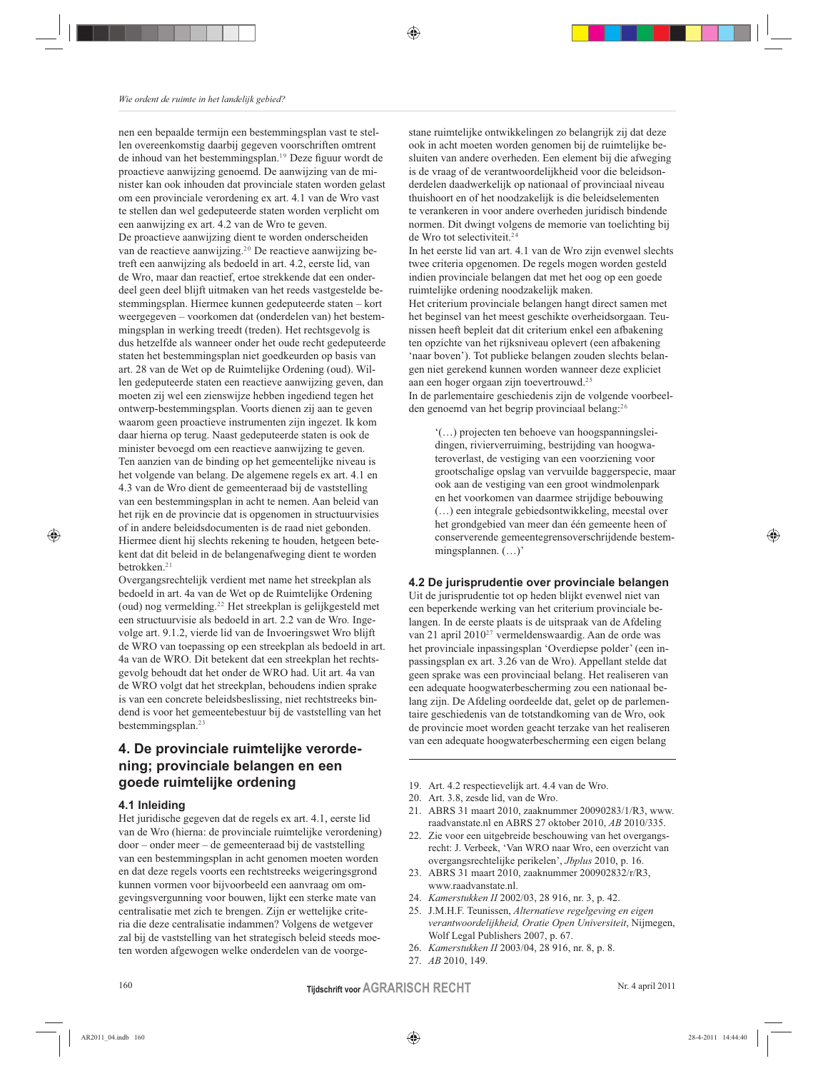nen een bepaalde termijn een bestemmingsplan vast te stellen overeenkomstig daarbij gegeven voorschriften omtrent de inhoud van het bestemmingsplan.[19] Deze figuur wordt de proactieve aanwijzing genoemd. De aanwijzing van de minister kan ook inhouden dat provinciale staten worden gelast om een provinciale verordening ex art. 4.1 van de Wro vast te stellen dan wel gedeputeerde staten worden verplicht om een aanwijzing ex art. 4.2 van de Wro te geven.

De proactieve aanwijzing dient te worden onderscheiden van de reactieve aanwijzing.[20] De reactieve aanwijzing betreft een aanwijzing als bedoeld in art. 4.2, eerste lid, van de Wro, maar dan reactief, ertoe strekkende dat een onderdeel geen deel blijft uitmaken van het reeds vastgestelde bestemmingsplan. Hiermee kunnen gedeputeerde staten – kort weergegeven – voorkomen dat (onderdelen van) het bestemmingsplan in werking treedt (treden). Het rechtsgevolg is dus hetzelfde als wanneer onder het oude recht gedeputeerde staten het bestemmingsplan niet goedkeurden op basis van art. 28 van de Wet op de Ruimtelijke Ordening (oud). Willen gedeputeerde staten een reactieve aanwijzing geven, dan moeten zij wel een zienswijze hebben ingediend tegen het ontwerp-bestemmingsplan. Voorts dienen zij aan te geven waarom geen proactieve instrumenten zijn ingezet. Ik kom daar hierna op terug. Naast gedeputeerde staten is ook de minister bevoegd om een reactieve aanwijzing te geven.

Ten aanzien van de binding op het gemeentelijke niveau is het volgende van belang. De algemene regels ex art. 4.1 en 4.3 van de Wro dient de gemeenteraad bij de vaststelling van een bestemmingsplan in acht te nemen. Aan beleid van het rijk en de provincie dat is opgenomen in structuurvisies of in andere beleidsdocumenten is de raad niet gebonden. Hiermee dient hij slechts rekening te houden, hetgeen betekent dat dit beleid in de belangenafweging dient te worden betrokken.[21]

Overgangsrechtelijk verdient met name het streekplan als bedoeld in art. 4a van de Wet op de Ruimtelijke Ordening (oud) nog vermelding.[22] Het streekplan is gelijkgesteld met een structuurvisie als bedoeld in art. 2.2 van de Wro. Ingevolge art. 9.1.2, vierde lid van de Invoeringswet Wro blijft de WRO van toepassing op een streekplan als bedoeld in art. 4a van de WRO. Dit betekent dat een streekplan het rechtsgevolg behoudt dat het onder de WRO had. Uit art. 4a van de WRO volgt dat het streekplan, behoudens indien sprake is van een concrete beleidsbeslissing, niet rechtstreeks bindend is voor het gemeentebestuur bij de vaststelling van het bestemmingsplan.[23]

## 4. De provinciale ruimtelijke verordening; provinciale belangen en een goede ruimtelijke ordening

### 4.1 Inleiding

Het juridische gegeven dat de regels ex art. 4.1, eerste lid van de Wro (hierna: de provinciale ruimtelijke verordening) door – onder meer – de gemeenteraad bij de vaststelling van een bestemmingsplan in acht genomen moeten worden en dat deze regels voorts een rechtstreeks weigeringsgrond kunnen vormen voor bijvoorbeeld een aanvraag om omgevingsvergunning voor bouwen, lijkt een sterke mate van centralisatie met zich te brengen. Zijn er wettelijke criteria die deze centralisatie indammen? Volgens de wetgever zal bij de vaststelling van het strategisch beleid steeds moeten worden afgewogen welke onderdelen van de voorgestane ruimtelijke ontwikkelingen zo belangrijk zij dat deze ook in acht moeten worden genomen bij de ruimtelijke besluiten van andere overheden. Een element bij die afweging is de vraag of de verantwoordelijkheid voor die beleidsonderdelen daadwerkelijk op nationaal of provinciaal niveau thuishoort en of het noodzakelijk is die beleidselementen te verankeren in voor andere overheden juridisch bindende normen. Dit dwingt volgens de memorie van toelichting bij de Wro tot selectiviteit.[24]

In het eerste lid van art. 4.1 van de Wro zijn evenwel slechts twee criteria opgenomen. De regels mogen worden gesteld indien provinciale belangen dat met het oog op een goede ruimtelijke ordening noodzakelijk maken.

Het criterium provinciale belangen hangt direct samen met het beginsel van het meest geschikte overheidsorgaan. Teunissen heeft bepleit dat dit criterium enkel een afbakening ten opzichte van het rijksniveau oplevert (een afbakening 'naar boven'). Tot publieke belangen zouden slechts belangen niet gerekend kunnen worden wanneer deze expliciet aan een hoger orgaan zijn toevertrouwd.[25]

In de parlementaire geschiedenis zijn de volgende voorbeelden genoemd van het begrip provinciaal belang:[26]

> '(…) projecten ten behoeve van hoogspanningsleidingen, rivierverruiming, bestrijding van hoogwateroverlast, de vestiging van een voorziening voor grootschalige opslag van vervuilde baggerspecie, maar ook aan de vestiging van een groot windmolenpark en het voorkomen van daarmee strijdige bebouwing (…) een integrale gebiedsontwikkeling, meestal over het grondgebied van meer dan één gemeente heen of conserverende gemeentegrensoverschrijdende bestemmingsplannen. (…)'

### 4.2 De jurisprudentie over provinciale belangen

Uit de jurisprudentie tot op heden blijkt evenwel niet van een beperkende werking van het criterium provinciale belangen. In de eerste plaats is de uitspraak van de Afdeling van 21 april 2010[27] vermeldenswaardig. Aan de orde was het provinciale inpassingsplan 'Overdiepse polder' (een inpassingsplan ex art. 3.26 van de Wro). Appellant stelde dat geen sprake was een provinciaal belang. Het realiseren van een adequate hoogwaterbescherming zou een nationaal belang zijn. De Afdeling oordeelde dat, gelet op de parlementaire geschiedenis van de totstandkoming van de Wro, ook de provincie moet worden geacht terzake van het realiseren van een adequate hoogwaterbescherming een eigen belang

---

19. Art. 4.2 respectievelijk art. 4.4 van de Wro.
20. Art. 3.8, zesde lid, van de Wro.
21. ABRS 31 maart 2010, zaaknummer 20090283/1/R3, www.raadvanstate.nl en ABRS 27 oktober 2010, *AB* 2010/335.
22. Zie voor een uitgebreide beschouwing van het overgangsrecht: J. Verbeek, 'Van WRO naar Wro, een overzicht van overgangsrechtelijke perikelen', *Jbplus* 2010, p. 16.
23. ABRS 31 maart 2010, zaaknummer 200902832/r/R3, www.raadvanstate.nl.
24. *Kamerstukken II* 2002/03, 28 916, nr. 3, p. 42.
25. J.M.H.F. Teunissen, *Alternatieve regelgeving en eigen verantwoordelijkheid, Oratie Open Universiteit*, Nijmegen, Wolf Legal Publishers 2007, p. 67.
26. *Kamerstukken II* 2003/04, 28 916, nr. 8, p. 8.
27. *AB* 2010, 149.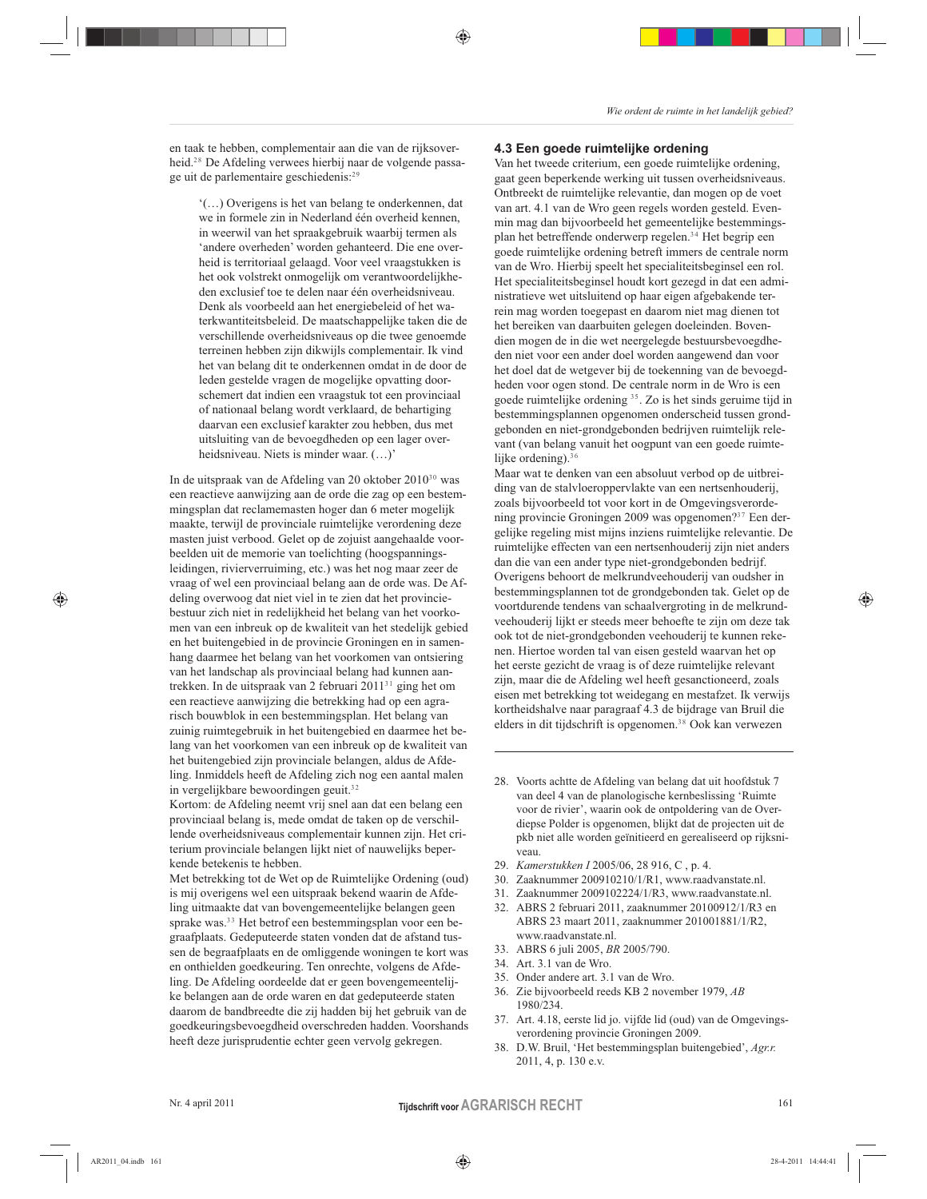en taak te hebben, complementair aan die van de rijksoverheid.[28] De Afdeling verwees hierbij naar de volgende passage uit de parlementaire geschiedenis:[29]

> '(…) Overigens is het van belang te onderkennen, dat we in formele zin in Nederland één overheid kennen, in weerwil van het spraakgebruik waarbij termen als 'andere overheden' worden gehanteerd. Die ene overheid is territoriaal gelaagd. Voor veel vraagstukken is het ook volstrekt onmogelijk om verantwoordelijkheden exclusief toe te delen naar één overheidsniveau. Denk als voorbeeld aan het energiebeleid of het waterkwantiteitsbeleid. De maatschappelijke taken die de verschillende overheidsniveaus op die twee genoemde terreinen hebben zijn dikwijls complementair. Ik vind het van belang dit te onderkennen omdat in de door de leden gestelde vragen de mogelijke opvatting doorschemert dat indien een vraagstuk tot een provinciaal of nationaal belang wordt verklaard, de behartiging daarvan een exclusief karakter zou hebben, dus met uitsluiting van de bevoegdheden op een lager overheidsniveau. Niets is minder waar. (…)'

In de uitspraak van de Afdeling van 20 oktober 2010[30] was een reactieve aanwijzing aan de orde die zag op een bestemmingsplan dat reclamemasten hoger dan 6 meter mogelijk maakte, terwijl de provinciale ruimtelijke verordening deze masten juist verbood. Gelet op de zojuist aangehaalde voorbeelden uit de memorie van toelichting (hoogspanningsleidingen, rivierverruiming, etc.) was het nog maar zeer de vraag of wel een provinciaal belang aan de orde was. De Afdeling overwoog dat niet viel in te zien dat het provinciebestuur zich niet in redelijkheid het belang van het voorkomen van een inbreuk op de kwaliteit van het stedelijk gebied en het buitengebied in de provincie Groningen en in samenhang daarmee het belang van het voorkomen van ontsiering van het landschap als provinciaal belang had kunnen aantrekken. In de uitspraak van 2 februari 2011[31] ging het om een reactieve aanwijzing die betrekking had op een agrarisch bouwblok in een bestemmingsplan. Het belang van zuinig ruimtegebruik in het buitengebied en daarmee het belang van het voorkomen van een inbreuk op de kwaliteit van het buitengebied zijn provinciale belangen, aldus de Afdeling. Inmiddels heeft de Afdeling zich nog een aantal malen in vergelijkbare bewoordingen geuit.[32]

Kortom: de Afdeling neemt vrij snel aan dat een belang een provinciaal belang is, mede omdat de taken op de verschillende overheidsniveaus complementair kunnen zijn. Het criterium provinciale belangen lijkt niet of nauwelijks beperkende betekenis te hebben.

Met betrekking tot de Wet op de Ruimtelijke Ordening (oud) is mij overigens wel een uitspraak bekend waarin de Afdeling uitmaakte dat van bovengemeentelijke belangen geen sprake was.[33] Het betrof een bestemmingsplan voor een begraafplaats. Gedeputeerde staten vonden dat de afstand tussen de begraafplaats en de omliggende woningen te kort was en onthielden goedkeuring. Ten onrechte, volgens de Afdeling. De Afdeling oordeelde dat er geen bovengemeentelijke belangen aan de orde waren en dat gedeputeerde staten daarom de bandbreedte die zij hadden bij het gebruik van de goedkeuringsbevoegdheid overschreden hadden. Voorshands heeft deze jurisprudentie echter geen vervolg gekregen.

### 4.3 Een goede ruimtelijke ordening

Van het tweede criterium, een goede ruimtelijke ordening, gaat geen beperkende werking uit tussen overheidsniveaus. Ontbreekt de ruimtelijke relevantie, dan mogen op de voet van art. 4.1 van de Wro geen regels worden gesteld. Evenmin mag dan bijvoorbeeld het gemeentelijke bestemmingsplan het betreffende onderwerp regelen.[34] Het begrip een goede ruimtelijke ordening betreft immers de centrale norm van de Wro. Hierbij speelt het specialiteitsbeginsel een rol. Het specialiteitsbeginsel houdt kort gezegd in dat een administratieve wet uitsluitend op haar eigen afgebakende terrein mag worden toegepast en daarom niet mag dienen tot het bereiken van daarbuiten gelegen doeleinden. Bovendien mogen de in die wet neergelegde bestuursbevoegdheden niet voor een ander doel worden aangewend dan voor het doel dat de wetgever bij de toekenning van de bevoegdheden voor ogen stond. De centrale norm in de Wro is een goede ruimtelijke ordening [35]. Zo is het sinds geruime tijd in bestemmingsplannen opgenomen onderscheid tussen grondgebonden en niet-grondgebonden bedrijven ruimtelijk relevant (van belang vanuit het oogpunt van een goede ruimtelijke ordening).[36]

Maar wat te denken van een absoluut verbod op de uitbreiding van de stalvloeroppervlakte van een nertsenhouderij, zoals bijvoorbeeld tot voor kort in de Omgevingsverordening provincie Groningen 2009 was opgenomen?[37] Een dergelijke regeling mist mijns inziens ruimtelijke relevantie. De ruimtelijke effecten van een nertsenhouderij zijn niet anders dan die van een ander type niet-grondgebonden bedrijf. Overigens behoort de melkrundveehouderij van oudsher in bestemmingsplannen tot de grondgebonden tak. Gelet op de voortdurende tendens van schaalvergroting in de melkrundveehouderij lijkt er steeds meer behoefte te zijn om deze tak ook tot de niet-grondgebonden veehouderij te kunnen rekenen. Hiertoe worden tal van eisen gesteld waarvan het op het eerste gezicht de vraag is of deze ruimtelijke relevant zijn, maar die de Afdeling wel heeft gesanctioneerd, zoals eisen met betrekking tot weidegang en mestafzet. Ik verwijs kortheidshalve naar paragraaf 4.3 de bijdrage van Bruil die elders in dit tijdschrift is opgenomen.[38] Ook kan verwezen

---

28. Voorts achtte de Afdeling van belang dat uit hoofdstuk 7 van deel 4 van de planologische kernbeslissing 'Ruimte voor de rivier', waarin ook de ontpoldering van de Overdiepse Polder is opgenomen, blijkt dat de projecten uit de pkb niet alle worden geïnitieerd en gerealiseerd op rijksniveau.
29. *Kamerstukken I* 2005/06, 28 916, C , p. 4.
30. Zaaknummer 200910210/1/R1, www.raadvanstate.nl.
31. Zaaknummer 2009102224/1/R3, www.raadvanstate.nl.
32. ABRS 2 februari 2011, zaaknummer 20100912/1/R3 en ABRS 23 maart 2011, zaaknummer 201001881/1/R2, www.raadvanstate.nl.
33. ABRS 6 juli 2005, *BR* 2005/790.
34. Art. 3.1 van de Wro.
35. Onder andere art. 3.1 van de Wro.
36. Zie bijvoorbeeld reeds KB 2 november 1979, *AB* 1980/234.
37. Art. 4.18, eerste lid jo. vijfde lid (oud) van de Omgevingsverordening provincie Groningen 2009.
38. D.W. Bruil, 'Het bestemmingsplan buitengebied', *Agr.r.* 2011, 4, p. 130 e.v.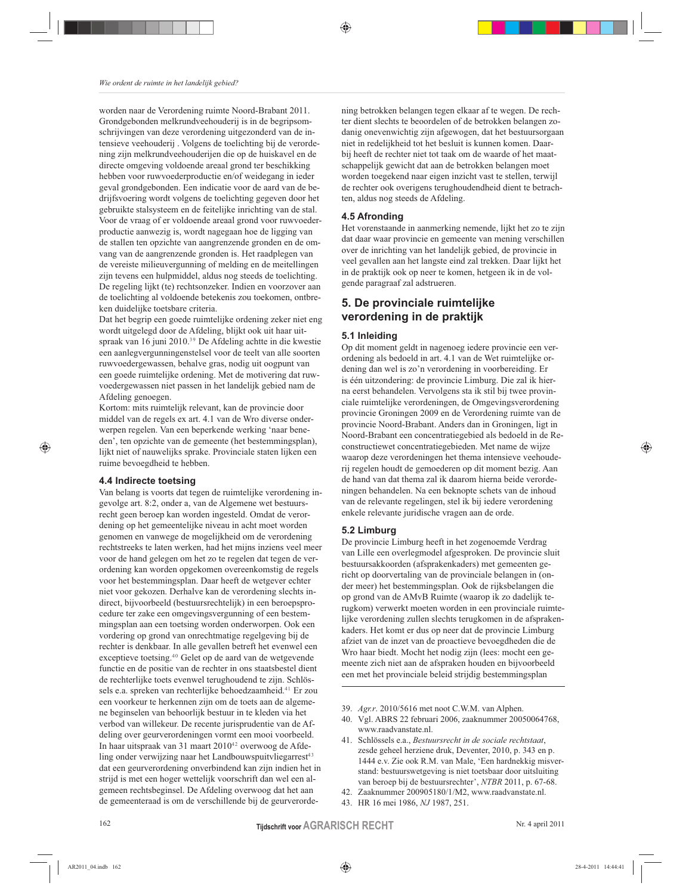worden naar de Verordening ruimte Noord-Brabant 2011. Grondgebonden melkrundveehouderij is in de begripsomschrijvingen van deze verordening uitgezonderd van de intensieve veehouderij . Volgens de toelichting bij de verordening zijn melkrundveehouderijen die op de huiskavel en de directe omgeving voldoende areaal grond ter beschikking hebben voor ruwvoederproductie en/of weidegang in ieder geval grondgebonden. Een indicatie voor de aard van de bedrijfsvoering wordt volgens de toelichting gegeven door het gebruikte stalsysteem en de feitelijke inrichting van de stal. Voor de vraag of er voldoende areaal grond voor ruwvoederproductie aanwezig is, wordt nagegaan hoe de ligging van de stallen ten opzichte van aangrenzende gronden en de omvang van de aangrenzende gronden is. Het raadplegen van de vereiste milieuvergunning of melding en de meitellingen zijn tevens een hulpmiddel, aldus nog steeds de toelichting. De regeling lijkt (te) rechtsonzeker. Indien en voorzover aan de toelichting al voldoende betekenis zou toekomen, ontbreken duidelijke toetsbare criteria.

Dat het begrip een goede ruimtelijke ordening zeker niet eng wordt uitgelegd door de Afdeling, blijkt ook uit haar uitspraak van 16 juni 2010.[39] De Afdeling achtte in die kwestie een aanlegvergunningenstelsel voor de teelt van alle soorten ruwvoedergewassen, behalve gras, nodig uit oogpunt van een goede ruimtelijke ordening. Met de motivering dat ruwvoedergewassen niet passen in het landelijk gebied nam de Afdeling genoegen.

Kortom: mits ruimtelijk relevant, kan de provincie door middel van de regels ex art. 4.1 van de Wro diverse onderwerpen regelen. Van een beperkende werking 'naar beneden', ten opzichte van de gemeente (het bestemmingsplan), lijkt niet of nauwelijks sprake. Provinciale staten lijken een ruime bevoegdheid te hebben.

### 4.4 Indirecte toetsing

Van belang is voorts dat tegen de ruimtelijke verordening ingevolge art. 8:2, onder a, van de Algemene wet bestuursrecht geen beroep kan worden ingesteld. Omdat de verordening op het gemeentelijke niveau in acht moet worden genomen en vanwege de mogelijkheid om de verordening rechtstreeks te laten werken, had het mijns inziens veel meer voor de hand gelegen om het zo te regelen dat tegen de verordening kan worden opgekomen overeenkomstig de regels voor het bestemmingsplan. Daar heeft de wetgever echter niet voor gekozen. Derhalve kan de verordening slechts indirect, bijvoorbeeld (bestuursrechtelijk) in een beroepsprocedure ter zake een omgevingsvergunning of een bestemmingsplan aan een toetsing worden onderworpen. Ook een vordering op grond van onrechtmatige regelgeving bij de rechter is denkbaar. In alle gevallen betreft het evenwel een exceptieve toetsing.[40] Gelet op de aard van de wetgevende functie en de positie van de rechter in ons staatsbestel dient de rechterlijke toets evenwel terughoudend te zijn. Schlössels e.a. spreken van rechterlijke behoedzaamheid.[41] Er zou een voorkeur te herkennen zijn om de toets aan de algemene beginselen van behoorlijk bestuur in te kleden via het verbod van willekeur. De recente jurisprudentie van de Afdeling over geurverordeningen vormt een mooi voorbeeld. In haar uitspraak van 31 maart 2010[42] overwoog de Afdeling onder verwijzing naar het Landbouwspuitvliegarrest[43] dat een geurverordening onverbindend kan zijn indien het in strijd is met een hoger wettelijk voorschrift dan wel een algemeen rechtsbeginsel. De Afdeling overwoog dat het aan de gemeenteraad is om de verschillende bij de geurverordening betrokken belangen tegen elkaar af te wegen. De rechter dient slechts te beoordelen of de betrokken belangen zodanig onevenwichtig zijn afgewogen, dat het bestuursorgaan niet in redelijkheid tot het besluit is kunnen komen. Daarbij heeft de rechter niet tot taak om de waarde of het maatschappelijk gewicht dat aan de betrokken belangen moet worden toegekend naar eigen inzicht vast te stellen, terwijl de rechter ook overigens terughoudendheid dient te betrachten, aldus nog steeds de Afdeling.

### 4.5 Afronding

Het vorenstaande in aanmerking nemende, lijkt het zo te zijn dat daar waar provincie en gemeente van mening verschillen over de inrichting van het landelijk gebied, de provincie in veel gevallen aan het langste eind zal trekken. Daar lijkt het in de praktijk ook op neer te komen, hetgeen ik in de volgende paragraaf zal adstrueren.

## 5. De provinciale ruimtelijke verordening in de praktijk

### 5.1 Inleiding

Op dit moment geldt in nagenoeg iedere provincie een verordening als bedoeld in art. 4.1 van de Wet ruimtelijke ordening dan wel is zo'n verordening in voorbereiding. Er is één uitzondering: de provincie Limburg. Die zal ik hierna eerst behandelen. Vervolgens sta ik stil bij twee provinciale ruimtelijke verordeningen, de Omgevingsverordening provincie Groningen 2009 en de Verordening ruimte van de provincie Noord-Brabant. Anders dan in Groningen, ligt in Noord-Brabant een concentratiegebied als bedoeld in de Reconstructiewet concentratiegebieden. Met name de wijze waarop deze verordeningen het thema intensieve veehouderij regelen houdt de gemoederen op dit moment bezig. Aan de hand van dat thema zal ik daarom hierna beide verordeningen behandelen. Na een beknopte schets van de inhoud van de relevante regelingen, stel ik bij iedere verordening enkele relevante juridische vragen aan de orde.

### 5.2 Limburg

De provincie Limburg heeft in het zogenoemde Verdrag van Lille een overlegmodel afgesproken. De provincie sluit bestuursakkoorden (afsprakenkaders) met gemeenten gericht op doorvertaling van de provinciale belangen in (onder meer) het bestemmingsplan. Ook de rijksbelangen die op grond van de AMvB Ruimte (waarop ik zo dadelijk terugkom) verwerkt moeten worden in een provinciale ruimtelijke verordening zullen slechts terugkomen in de afsprakenkaders. Het komt er dus op neer dat de provincie Limburg afziet van de inzet van de proactieve bevoegdheden die de Wro haar biedt. Mocht het nodig zijn (lees: mocht een gemeente zich niet aan de afspraken houden en bijvoorbeeld een met het provinciale beleid strijdig bestemmingsplan

---

39. *Agr.r*. 2010/5616 met noot C.W.M. van Alphen.
40. Vgl. ABRS 22 februari 2006, zaaknummer 20050064768, www.raadvanstate.nl.
41. Schlössels e.a., *Bestuursrecht in de sociale rechtstaat*, zesde geheel herziene druk, Deventer, 2010, p. 343 en p. 1444 e.v. Zie ook R.M. van Male, 'Een hardnekkig misverstand: bestuurswetgeving is niet toetsbaar door uitsluiting van beroep bij de bestuursrechter', *NTBR* 2011, p. 67-68.
42. Zaaknummer 200905180/1/M2, www.raadvanstate.nl.
43. HR 16 mei 1986, *NJ* 1987, 251.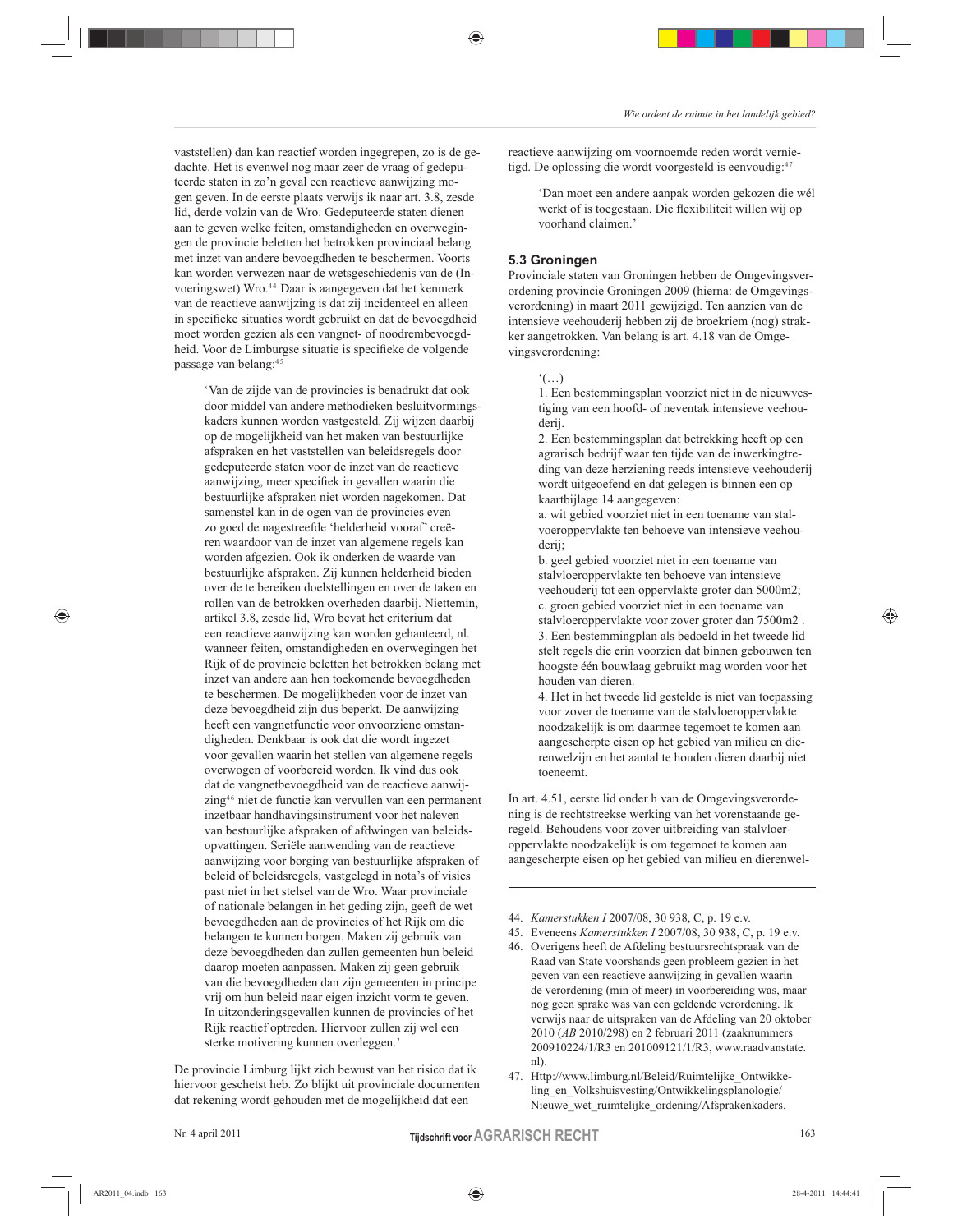vaststellen) dan kan reactief worden ingegrepen, zo is de gedachte. Het is evenwel nog maar zeer de vraag of gedeputeerde staten in zo'n geval een reactieve aanwijzing mogen geven. In de eerste plaats verwijs ik naar art. 3.8, zesde lid, derde volzin van de Wro. Gedeputeerde staten dienen aan te geven welke feiten, omstandigheden en overwegingen de provincie beletten het betrokken provinciaal belang met inzet van andere bevoegdheden te beschermen. Voorts kan worden verwezen naar de wetsgeschiedenis van de (Invoeringswet) Wro.[44] Daar is aangegeven dat het kenmerk van de reactieve aanwijzing is dat zij incidenteel en alleen in specifieke situaties wordt gebruikt en dat de bevoegdheid moet worden gezien als een vangnet- of noodrembevoegdheid. Voor de Limburgse situatie is specifieke de volgende passage van belang:[45]

> 'Van de zijde van de provincies is benadrukt dat ook door middel van andere methodieken besluitvormingskaders kunnen worden vastgesteld. Zij wijzen daarbij op de mogelijkheid van het maken van bestuurlijke afspraken en het vaststellen van beleidsregels door gedeputeerde staten voor de inzet van de reactieve aanwijzing, meer specifiek in gevallen waarin die bestuurlijke afspraken niet worden nagekomen. Dat samenstel kan in de ogen van de provincies even zo goed de nagestreefde 'helderheid vooraf' creëren waardoor van de inzet van algemene regels kan worden afgezien. Ook ik onderken de waarde van bestuurlijke afspraken. Zij kunnen helderheid bieden over de te bereiken doelstellingen en over de taken en rollen van de betrokken overheden daarbij. Niettemin, artikel 3.8, zesde lid, Wro bevat het criterium dat een reactieve aanwijzing kan worden gehanteerd, nl. wanneer feiten, omstandigheden en overwegingen het Rijk of de provincie beletten het betrokken belang met inzet van andere aan hen toekomende bevoegdheden te beschermen. De mogelijkheden voor de inzet van deze bevoegdheid zijn dus beperkt. De aanwijzing heeft een vangnetfunctie voor onvoorziene omstandigheden. Denkbaar is ook dat de wordt ingezet voor gevallen waarin het stellen van algemene regels overwogen of voorbereid worden. Ik vind dus ook dat de vangnetbevoegdheid van de reactieve aanwijzing[46] niet de functie kan vervullen van een permanent inzetbaar handhavingsinstrument voor het naleven van bestuurlijke afspraken of afdwingen van beleidsopvattingen. Seriële aanwending van de reactieve aanwijzing voor borging van bestuurlijke afspraken of beleid of beleidsregels, vastgelegd in nota's of visies past niet in het stelsel van de Wro. Waar provinciale of nationale belangen in het geding zijn, geeft de wet bevoegdheden aan de provincies of het Rijk om die belangen te kunnen borgen. Maken zij gebruik van deze bevoegdheden dan zullen gemeenten hun beleid daarop moeten aanpassen. Maken zij geen gebruik van die bevoegdheden dan zijn gemeenten in principe vrij om hun beleid naar eigen inzicht vorm te geven. In uitzonderingsgevallen kunnen de provincies of het Rijk reactief optreden. Hiervoor zullen zij wel een sterke motivering kunnen overleggen.'

De provincie Limburg lijkt zich bewust van het risico dat ik hiervoor geschetst heb. Zo blijkt uit provinciale documenten dat rekening wordt gehouden met de mogelijkheid dat een reactieve aanwijzing om voornoemde reden wordt vernietigd. De oplossing die wordt voorgesteld is eenvoudig:[47]

> 'Dan moet een andere aanpak worden gekozen die wél werkt of is toegestaan. Die flexibiliteit willen wij op voorhand claimen.'

### 5.3 Groningen

Provinciale staten van Groningen hebben de Omgevingsverordening provincie Groningen 2009 (hierna: de Omgevingsverordening) in maart 2011 gewijzigd. Ten aanzien van de intensieve veehouderij hebben zij de broekriem (nog) strakker aangetrokken. Van belang is art. 4.18 van de Omgevingsverordening:

> '(…)
> 1. Een bestemmingsplan voorziet niet in de nieuwvestiging van een hoofd- of neventak intensieve veehouderij.
> 2. Een bestemmingsplan dat betrekking heeft op een agrarisch bedrijf waar ten tijde van de inwerkingtreding van deze herziening reeds intensieve veehouderij wordt uitgeoefend en dat gelegen is binnen een op kaartbijlage 14 aangegeven:
> a. wit gebied voorziet niet in een toename van stalvloeroppervlakte ten behoeve van intensieve veehouderij;
> b. geel gebied voorziet niet in een toename van stalvloeroppervlakte ten behoeve van intensieve veehouderij tot een oppervlakte groter dan 5000m2;
> c. groen gebied voorziet niet in een toename van stalvloeroppervlakte voor zover groter dan 7500m2 .
> 3. Een bestemmingplan als bedoeld in het tweede lid stelt regels die erin voorzien dat binnen gebouwen ten hoogste één bouwlaag gebruikt mag worden voor het houden van dieren.
> 4. Het in het tweede lid gestelde is niet van toepassing voor zover de toename van de stalvloeroppervlakte noodzakelijk is om daarmee tegemoet te komen aan aangescherpte eisen op het gebied van milieu en dierenwelzijn en het aantal te houden dieren daarbij niet toeneemt.

In art. 4.51, eerste lid onder h van de Omgevingsverordening is de rechtstreekse werking van het vorenstaande geregeld. Behoudens voor zover uitbreiding van stalvloeroppervlakte noodzakelijk is om tegemoet te komen aan aangescherpte eisen op het gebied van milieu en dierenwel-

---

44. *Kamerstukken I* 2007/08, 30 938, C, p. 19 e.v.
45. Eveneens *Kamerstukken I* 2007/08, 30 938, C, p. 19 e.v.
46. Overigens heeft de Afdeling bestuursrechtspraak van de Raad van State voorshands geen probleem gezien in het geven van een reactieve aanwijzing in gevallen waarin de verordening (min of meer) in voorbereiding was, maar nog geen sprake was van een geldende verordening. Ik verwijs naar de uitspraken van de Afdeling van 20 oktober 2010 (*AB* 2010/298) en 2 februari 2011 (zaaknummers 200910224/1/R3 en 201009121/1/R3, www.raadvanstate.nl).
47. Http://www.limburg.nl/Beleid/Ruimtelijke_Ontwikkeling_en_Volkshuisvesting/Ontwikkelingsplanologie/Nieuwe_wet_ruimtelijke_ordening/Afsprakenkaders.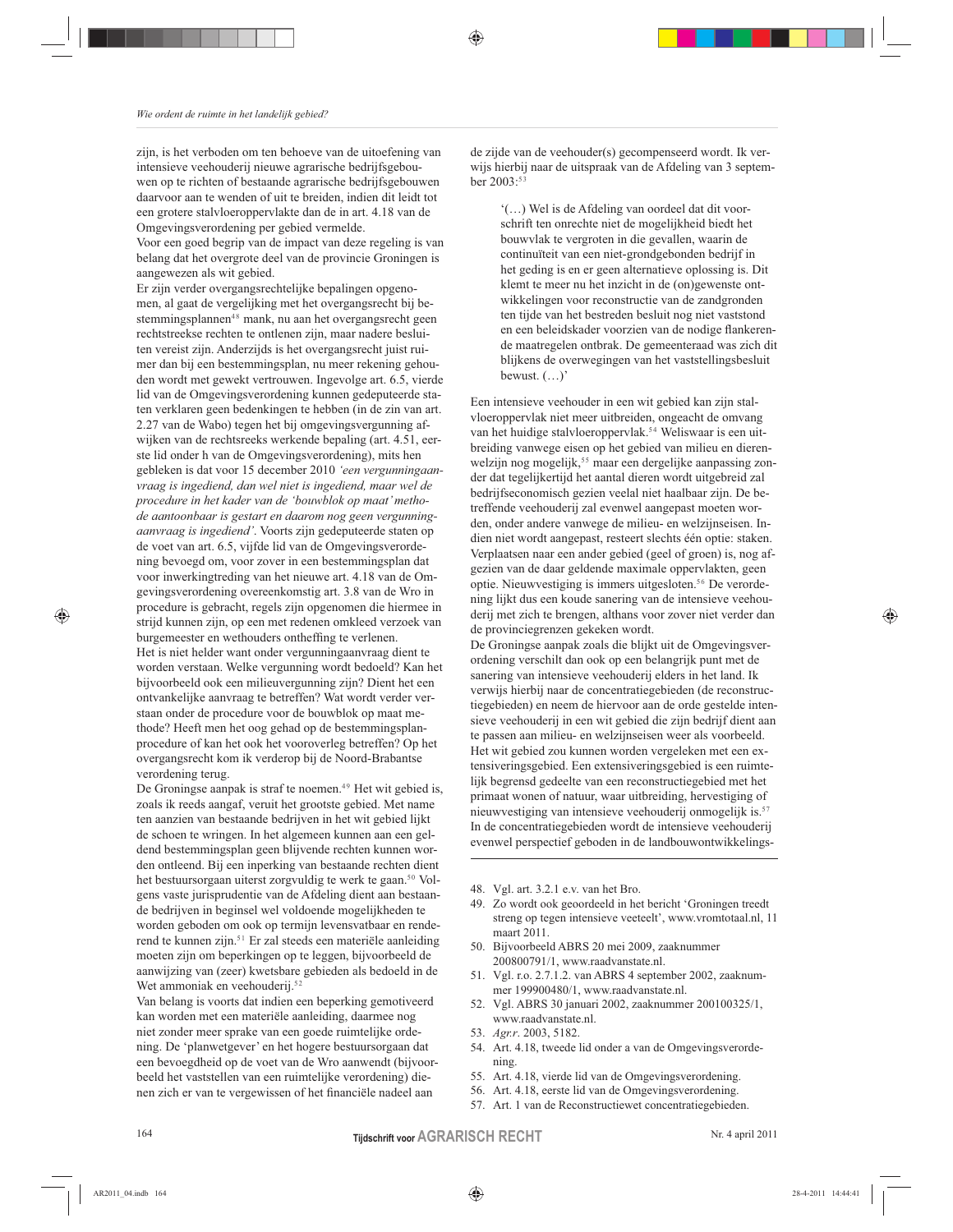zijn, is het verboden om ten behoeve van de uitoefening van intensieve veehouderij nieuwe agrarische bedrijfsgebouwen op te richten of bestaande agrarische bedrijfsgebouwen daarvoor aan te wenden of uit te breiden, indien dit leidt tot een grotere stalvloeroppervlakte dan de in art. 4.18 van de Omgevingsverordening per gebied vermelde.

Voor een goed begrip van de impact van deze regeling is van belang dat het overgrote deel van de provincie Groningen is aangewezen als wit gebied.

Er zijn verder overgangsrechtelijke bepalingen opgenomen, al gaat de vergelijking met het overgangsrecht bij bestemmingsplannen[48] mank, nu aan het overgangsrecht geen rechtstreekse rechten te ontlenen zijn, maar nadere besluiten vereist zijn. Anderzijds is het overgangsrecht juist ruimer dan bij een bestemmingsplan, nu meer rekening gehouden wordt met gewekt vertrouwen. Ingevolge art. 6.5, vierde lid van de Omgevingsverordening kunnen gedeputeerde staten verklaren geen bedenkingen te hebben (in de zin van art. 2.27 van de Wabo) tegen het bij omgevingsvergunning afwijken van de rechtsreeks werkende bepaling (art. 4.51, eerste lid onder h van de Omgevingsverordening), mits hen gebleken is dat voor 15 december 2010 *'een vergunningaanvraag is ingediend, dan wel niet is ingediend, maar wel de procedure in het kader van de 'bouwblok op maat' methode aantoonbaar is gestart en daarom nog geen vergunningaanvraag is ingediend'*. Voorts zijn gedeputeerde staten op de voet van art. 6.5, vijfde lid van de Omgevingsverordening bevoegd om, voor zover in een bestemmingsplan dat voor inwerkingtreding van het nieuwe art. 4.18 van de Omgevingsverordening overeenkomstig art. 3.8 van de Wro in procedure is gebracht, regels zijn opgenomen die hiermee in strijd kunnen zijn, op een met redenen omkleed verzoek van burgemeester en wethouders ontheffing te verlenen.

Het is niet helder want onder vergunningaanvraag dient te worden verstaan. Welke vergunning wordt bedoeld? Kan het bijvoorbeeld ook een milieuvergunning zijn? Dient het een ontvankelijke aanvraag te betreffen? Wat wordt verder verstaan onder de procedure voor de bouwblok op maat methode? Heeft men het oog gehad op de bestemmingsplanprocedure of kan het ook het vooroverleg betreffen? Op het overgangsrecht kom ik verderop bij de Noord-Brabantse verordening terug.

De Groningse aanpak is straf te noemen.[49] Het wit gebied is, zoals ik reeds aangaf, veruit het grootste gebied. Met name ten aanzien van bestaande bedrijven in het wit gebied lijkt de schoen te wringen. In het algemeen kunnen aan een geldend bestemmingsplan geen blijvende rechten kunnen worden ontleend. Bij een inperking van bestaande rechten dient het bestuursorgaan uiterst zorgvuldig te werk te gaan.[50] Volgens vaste jurisprudentie van de Afdeling dient aan bestaande bedrijven in beginsel wel voldoende mogelijkheden te worden geboden om ook op termijn levensvatbaar en renderend te kunnen zijn.[51] Er zal steeds een materiële aanleiding moeten zijn om beperkingen op te leggen, bijvoorbeeld de aanwijzing van (zeer) kwetsbare gebieden als bedoeld in de Wet ammoniak en veehouderij.[52]

Van belang is voorts dat indien een beperking gemotiveerd kan worden met een materiële aanleiding, daarmee nog niet zonder meer sprake van een goede ruimtelijke ordening. De 'planwetgever' en het hogere bestuursorgaan dat een bevoegdheid op de voet van de Wro aanwendt (bijvoorbeeld het vaststellen van een ruimtelijke verordening) dienen zich er van te vergewissen of het financiële nadeel aan de zijde van de veehouder(s) gecompenseerd wordt. Ik verwijs hierbij naar de uitspraak van de Afdeling van 3 september 2003:[53]

> '(…) Wel is de Afdeling van oordeel dat dit voorschrift ten onrechte niet de mogelijkheid biedt het bouwvlak te vergroten in die gevallen, waarin de continuïteit van een niet-grondgebonden bedrijf in het geding is en er geen alternatieve oplossing is. Dit klemt te meer nu het inzicht in de (on)gewenste ontwikkelingen voor reconstructie van de zandgronden ten tijde van het bestreden besluit nog niet vaststond en een beleidskader voorzien van de nodige flankerende maatregelen ontbrak. De gemeenteraad was zich dit blijkens de overwegingen van het vaststellingsbesluit bewust. (…)'

Een intensieve veehouder in een wit gebied kan zijn stalvloeroppervlak niet meer uitbreiden, ongeacht de omvang van het huidige stalvloeroppervlak.[54] Weliswaar is een uitbreiding vanwege eisen op het gebied van milieu en dierenwelzijn nog mogelijk,[55] maar een dergelijke aanpassing zonder dat tegelijkertijd het aantal dieren wordt uitgebreid zal bedrijfseconomisch gezien veelal niet haalbaar zijn. De betreffende veehouderij zal evenwel aangepast moeten worden, onder andere vanwege de milieu- en welzijnseisen. Indien niet wordt aangepast, resteert slechts één optie: staken. Verplaatsen naar een ander gebied (geel of groen) is, nog afgezien van de daar geldende maximale oppervlakten, geen optie. Nieuwvestiging is immers uitgesloten.[56] De verordening lijkt dus een koude sanering van de intensieve veehouderij met zich te brengen, althans voor zover niet verder dan de provinciegrenzen gekeken wordt.

De Groningse aanpak zoals die blijkt uit de Omgevingsverordening verschilt dan ook op een belangrijk punt met de sanering van intensieve veehouderij elders in het land. Ik verwijs hierbij naar de concentratiegebieden (de reconstructiegebieden) en neem de hiervoor aan de orde gestelde intensieve veehouderij in een wit gebied die zijn bedrijf dient aan te passen aan milieu- en welzijnseisen weer als voorbeeld. Het wit gebied zou kunnen worden vergeleken met een extensiveringsgebied. Een extensiveringsgebied is een ruimtelijk begrensd gedeelte van een reconstructiegebied met het primaat wonen of natuur, waar uitbreiding, hervestiging of nieuwvestiging van intensieve veehouderij onmogelijk is.[57] In de concentratiegebieden wordt de intensieve veehouderij evenwel perspectief geboden in de landbouwontwikkelings-

48. Vgl. art. 3.2.1 e.v. van het Bro.
49. Zo wordt ook geoordeeld in het bericht 'Groningen treedt streng op tegen intensieve veeteelt', www.vromtotaal.nl, 11 maart 2011.
50. Bijvoorbeeld ABRS 20 mei 2009, zaaknummer 200800791/1, www.raadvanstate.nl.
51. Vgl. r.o. 2.7.1.2. van ABRS 4 september 2002, zaaknummer 199900480/1, www.raadvanstate.nl.
52. Vgl. ABRS 30 januari 2002, zaaknummer 200100325/1, www.raadvanstate.nl.
53. *Agr.r.* 2003, 5182.
54. Art. 4.18, tweede lid onder a van de Omgevingsverordening.
55. Art. 4.18, vierde lid van de Omgevingsverordening.
56. Art. 4.18, eerste lid van de Omgevingsverordening.
57. Art. 1 van de Reconstructiewet concentratiegebieden.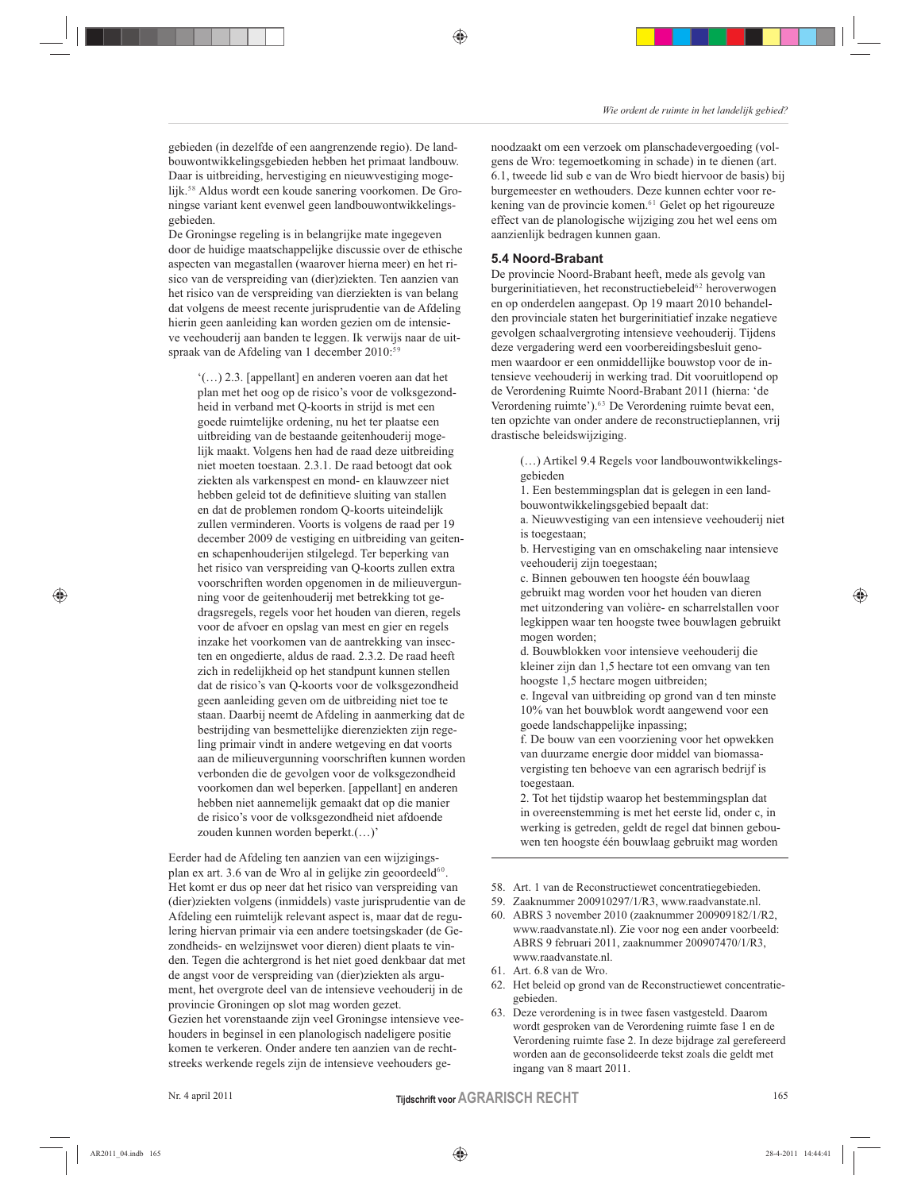gebieden (in dezelfde of een aangrenzende regio). De landbouwontwikkelingsgebieden hebben het primaat landbouw. Daar is uitbreiding, hervestiging en nieuwvestiging mogelijk.[58] Aldus wordt een koude sanering voorkomen. De Groningse variant kent evenwel geen landbouwontwikkelingsgebieden.

De Groningse regeling is in belangrijke mate ingegeven door de huidige maatschappelijke discussie over de ethische aspecten van megastallen (waarover hierna meer) en het risico van de verspreiding van (dier)ziekten. Ten aanzien van het risico van de verspreiding van dierziekten is van belang dat volgens de meest recente jurisprudentie van de Afdeling hierin geen aanleiding kan worden gezien om de intensieve veehouderij aan banden te leggen. Ik verwijs naar de uitspraak van de Afdeling van 1 december 2010:[59]

> '(…) 2.3. [appellant] en anderen voeren aan dat het plan met het oog op de risico's voor de volksgezondheid in verband met Q-koorts in strijd is met een goede ruimtelijke ordening, nu het ter plaatse een uitbreiding van de bestaande geitenhouderij mogelijk maakt. Volgens hen had de raad deze uitbreiding niet moeten toestaan. 2.3.1. De raad betoogt dat ook ziekten als varkenspest en mond- en klauwzeer niet hebben geleid tot de definitieve sluiting van stallen en dat de problemen rondom Q-koorts uiteindelijk zullen verminderen. Voorts is volgens de raad per 19 december 2009 de vestiging en uitbreiding van geiten- en schapenhouderijen stilgelegd. Ter beperking van het risico van verspreiding van Q-koorts zullen extra voorschriften worden opgenomen in de milieuvergunning voor de geitenhouderij met betrekking tot gedragsregels, regels voor het houden van dieren, regels voor de afvoer en opslag van mest en gier en regels inzake het voorkomen van de aantrekking van insecten en ongedierte, aldus de raad. 2.3.2. De raad heeft zich in redelijkheid op het standpunt kunnen stellen dat de risico's van Q-koorts voor de volksgezondheid geen aanleiding geven om de uitbreiding niet toe te staan. Daarbij neemt de Afdeling in aanmerking dat de bestrijding van besmettelijke dierenziekten zijn regeling primair vindt in andere wetgeving en dat voorts aan de milieuvergunning voorschriften kunnen worden verbonden die de gevolgen voor de volksgezondheid voorkomen dan wel beperken. [appellant] en anderen hebben niet aannemelijk gemaakt dat op die manier de risico's voor de volksgezondheid niet afdoende zouden kunnen worden beperkt.(…)'

Eerder had de Afdeling ten aanzien van een wijzigingsplan ex art. 3.6 van de Wro al in gelijke zin geoordeeld[60]. Het komt er dus op neer dat het risico van verspreiding van (dier)ziekten volgens (inmiddels) vaste jurisprudentie van de Afdeling een ruimtelijk relevant aspect is, maar dat de regulering hiervan primair via een andere toetsingskader (de Gezondheids- en welzijnswet voor dieren) dient plaats te vinden. Tegen die achtergrond is het niet goed denkbaar dat met de angst voor de verspreiding van (dier)ziekten als argument, het overgrote deel van de intensieve veehouderij in de provincie Groningen op slot mag worden gezet.

Gezien het vorenstaande zijn veel Groningse intensieve veehouders in beginsel in een planologisch nadeligere positie komen te verkeren. Onder andere ten aanzien van de rechtstreeks werkende regels zijn de intensieve veehouders genoodzaakt om een verzoek om planschadevergoeding (volgens de Wro: tegemoetkoming in schade) in te dienen (art. 6.1, tweede lid sub e van de Wro biedt hiervoor de basis) bij burgemeester en wethouders. Deze kunnen echter voor rekening van de provincie komen.[61] Gelet op het rigoureuze effect van de planologische wijziging zou het wel eens om aanzienlijk bedragen kunnen gaan.

### 5.4 Noord-Brabant

De provincie Noord-Brabant heeft, mede als gevolg van burgerinitiatieven, het reconstructiebeleid[62] heroverwogen en op onderdelen aangepast. Op 19 maart 2010 behandelden provinciale staten het burgerinitiatief inzake negatieve gevolgen schaalvergroting intensieve veehouderij. Tijdens deze vergadering werd een voorbereidingsbesluit genomen waardoor er een onmiddellijke bouwstop voor de intensieve veehouderij in werking trad. Dit vooruitlopend op de Verordening Ruimte Noord-Brabant 2011 (hierna: 'de Verordening ruimte').[63] De Verordening ruimte bevat een, ten opzichte van onder andere de reconstructieplannen, vrij drastische beleidswijziging.

> (…) Artikel 9.4 Regels voor landbouwontwikkelingsgebieden
>
> 1. Een bestemmingsplan dat is gelegen in een landbouwontwikkelingsgebied bepaalt dat:
>
> a. Nieuwvestiging van een intensieve veehouderij niet is toegestaan;
>
> b. Hervestiging van en omschakeling naar intensieve veehouderij zijn toegestaan;
>
> c. Binnen gebouwen ten hoogste één bouwlaag gebruikt mag worden voor het houden van dieren met uitzondering van volière- en scharrelstallen voor legkippen waar ten hoogste twee bouwlagen gebruikt mogen worden;
>
> d. Bouwblokken voor intensieve veehouderij die kleiner zijn dan 1,5 hectare tot een omvang van ten hoogste 1,5 hectare mogen uitbreiden;
>
> e. Ingeval van uitbreiding op grond van d ten minste 10% van het bouwblok wordt aangewend voor een goede landschappelijke inpassing;
>
> f. De bouw van een voorziening voor het opwekken van duurzame energie door middel van biomassavergisting ten behoeve van een agrarisch bedrijf is toegestaan.
>
> 2. Tot het tijdstip waarop het bestemmingsplan dat in overeenstemming is met het eerste lid, onder c, in werking is getreden, geldt de regel dat binnen gebouwen ten hoogste één bouwlaag gebruikt mag worden

---

58. Art. 1 van de Reconstructiewet concentratiegebieden.
59. Zaaknummer 200910297/1/R3, www.raadvanstate.nl.
60. ABRS 3 november 2010 (zaaknummer 200909182/1/R2, www.raadvanstate.nl). Zie voor nog een ander voorbeeld: ABRS 9 februari 2011, zaaknummer 200907470/1/R3, www.raadvanstate.nl.
61. Art. 6.8 van de Wro.
62. Het beleid op grond van de Reconstructiewet concentratiegebieden.
63. Deze verordening is in twee fasen vastgesteld. Daarom wordt gesproken van de Verordening ruimte fase 1 en de Verordening ruimte fase 2. In deze bijdrage zal gerefereerd worden aan de geconsolideerde tekst zoals die geldt met ingang van 8 maart 2011.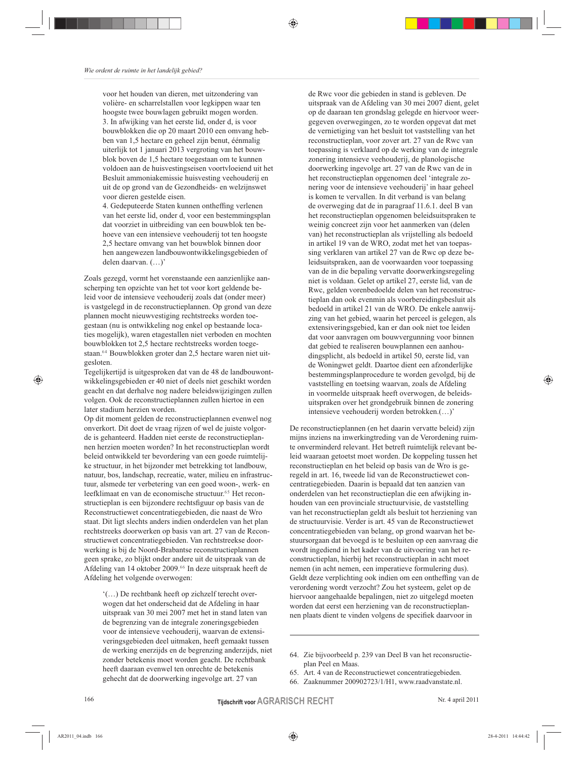voor het houden van dieren, met uitzondering van volière- en scharrelstallen voor legkippen waar ten hoogste twee bouwlagen gebruikt mogen worden.
3. In afwijking van het eerste lid, onder d, is voor bouwblokken die op 20 maart 2010 een omvang hebben van 1,5 hectare en geheel zijn benut, éénmalig uiterlijk tot 1 januari 2013 vergroting van het bouwblok boven de 1,5 hectare toegestaan om te kunnen voldoen aan de huisvestingseisen voortvloeiend uit het Besluit ammoniakemissie huisvesting veehouderij en uit de op grond van de Gezondheids- en welzijnswet voor dieren gestelde eisen.
4. Gedeputeerde Staten kunnen ontheffing verlenen van het eerste lid, onder d, voor een bestemmingsplan dat voorziet in uitbreiding van een bouwblok ten behoeve van een intensieve veehouderij tot ten hoogste 2,5 hectare omvang van het bouwblok binnen door hen aangewezen landbouwontwikkelingsgebieden of delen daarvan. (…)'

Zoals gezegd, vormt het vorenstaande een aanzienlijke aanscherping ten opzichte van het tot voor kort geldende beleid voor de intensieve veehouderij zoals dat (onder meer) is vastgelegd in de reconstructieplannen. Op grond van deze plannen mocht nieuwvestiging rechtstreeks worden toegestaan (nu is ontwikkeling nog enkel op bestaande locaties mogelijk), waren etagestallen niet verboden en mochten bouwblokken tot 2,5 hectare rechtstreeks worden toegestaan.[64] Bouwblokken groter dan 2,5 hectare waren niet uitgesloten.
Tegelijkertijd is uitgesproken dat van de 48 de landbouwontwikkelingsgebieden er 40 niet of deels niet geschikt worden geacht en dat derhalve nog nadere beleidswijzigingen zullen volgen. Ook de reconstructieplannen zullen hiertoe in een later stadium herzien worden.
Op dit moment gelden de reconstructieplannen evenwel nog onverkort. Dit doet de vraag rijzen of wel de juiste volgorde is gehanteerd. Hadden niet eerste de reconstructieplannen herzien moeten worden? In het reconstructieplan wordt beleid ontwikkeld ter bevordering van een goede ruimtelijke structuur, in het bijzonder met betrekking tot landbouw, natuur, bos, landschap, recreatie, water, milieu en infrastructuur, alsmede ter verbetering van een goed woon-, werk- en leefklimaat en van de economische structuur.[65] Het reconstructieplan is een bijzondere rechtsfiguur op basis van de Reconstructiewet concentratiegebieden, die naast de Wro staat. Dit ligt slechts anders indien onderdelen van het plan rechtstreeks doorwerken op basis van art. 27 van de Reconstructiewet concentratiegebieden. Van rechtstreekse doorwerking is bij de Noord-Brabantse reconstructieplannen geen sprake, zo blijkt onder andere uit de uitspraak van de Afdeling van 14 oktober 2009.[66] In deze uitspraak heeft de Afdeling het volgende overwogen:

> '(…) De rechtbank heeft op zichzelf terecht overwogen dat het onderscheid dat de Afdeling in haar uitspraak van 30 mei 2007 met het in stand laten van de begrenzing van de integrale zoneringsgebieden voor de intensieve veehouderij, waarvan de extensiveringsgebieden deel uitmaken, heeft gemaakt tussen de werking enerzijds en de begrenzing anderzijds, niet zonder betekenis moet worden geacht. De rechtbank heeft daaraan evenwel ten onrechte de betekenis gehecht dat de doorwerking ingevolge art. 27 van de Rwc voor die gebieden in stand is gebleven. De uitspraak van de Afdeling van 30 mei 2007 dient, gelet op de daaraan ten grondslag gelegde en hiervoor weergegeven overwegingen, zo te worden opgevat dat met de vernietiging van het besluit tot vaststelling van het reconstructieplan, voor zover art. 27 van de Rwc van toepassing is verklaard op de werking van de integrale zonering intensieve veehouderij, de planologische doorwerking ingevolge art. 27 van de Rwc van de in het reconstructieplan opgenomen deel 'integrale zonering voor de intensieve veehouderij' in haar geheel is komen te vervallen. In dit verband is van belang de overweging dat de in paragraaf 11.6.1. deel B van het reconstructieplan opgenomen beleidsuitspraken te weinig concreet zijn voor het aanmerken van (delen van) het reconstructieplan als vrijstelling als bedoeld in artikel 19 van de WRO, zodat met het van toepassing verklaren van artikel 27 van de Rwc op deze beleidsuitspraken, aan de voorwaarden voor toepassing van de in die bepaling vervatte doorwerkingsregeling niet is voldaan. Gelet op artikel 27, eerste lid, van de Rwc, gelden vorenbedoelde delen van het reconstructieplan dan ook evenmin als voorbereidingsbesluit als bedoeld in artikel 21 van de WRO. De enkele aanwijzing van het gebied, waarin het perceel is gelegen, als extensiveringsgebied, kan er dan ook niet toe leiden dat voor aanvragen om bouwvergunning voor binnen dat gebied te realiseren bouwplannen een aanhoudingsplicht, als bedoeld in artikel 50, eerste lid, van de Woningwet geldt. Daartoe dient een afzonderlijke bestemmingsplanprocedure te worden gevolgd, bij de vaststelling en toetsing waarvan, zoals de Afdeling in voormelde uitspraak heeft overwogen, de beleidsuitspraken over het grondgebruik binnen de zonering intensieve veehouderij worden betrokken.(…)'

De reconstructieplannen (en het daarin vervatte beleid) zijn mijns inziens na inwerkingtreding van de Verordening ruimte onverminderd relevant. Het betreft ruimtelijk relevant beleid waaraan getoetst moet worden. De koppeling tussen het reconstructieplan en het beleid op basis van de Wro is geregeld in art. 16, tweede lid van de Reconstructiewet concentratiegebieden. Daarin is bepaald dat ten aanzien van onderdelen van het reconstructieplan die een afwijking inhouden van een provinciale structuurvisie, de vaststelling van het reconstructieplan geldt als besluit tot herziening van de structuurvisie. Verder is art. 45 van de Reconstructiewet concentratiegebieden van belang, op grond waarvan het bestuursorgaan dat bevoegd is te besluiten op een aanvraag die wordt ingediend in het kader van de uitvoering van het reconstructieplan, hierbij het reconstructieplan in acht moet nemen (in acht nemen, een imperatieve formulering dus). Geldt deze verplichting ook indien om een ontheffing van de verordening wordt verzocht? Zou het systeem, gelet op de hiervoor aangehaalde bepalingen, niet zo uitgelegd moeten worden dat eerst een herziening van de reconstructieplannen plaats dient te vinden volgens de specifiek daarvoor in

---

64. Zie bijvoorbeeld p. 239 van Deel B van het reconsructieplan Peel en Maas.
65. Art. 4 van de Reconstructiewet concentratiegebieden.
66. Zaaknummer 200902723/1/H1, www.raadvanstate.nl.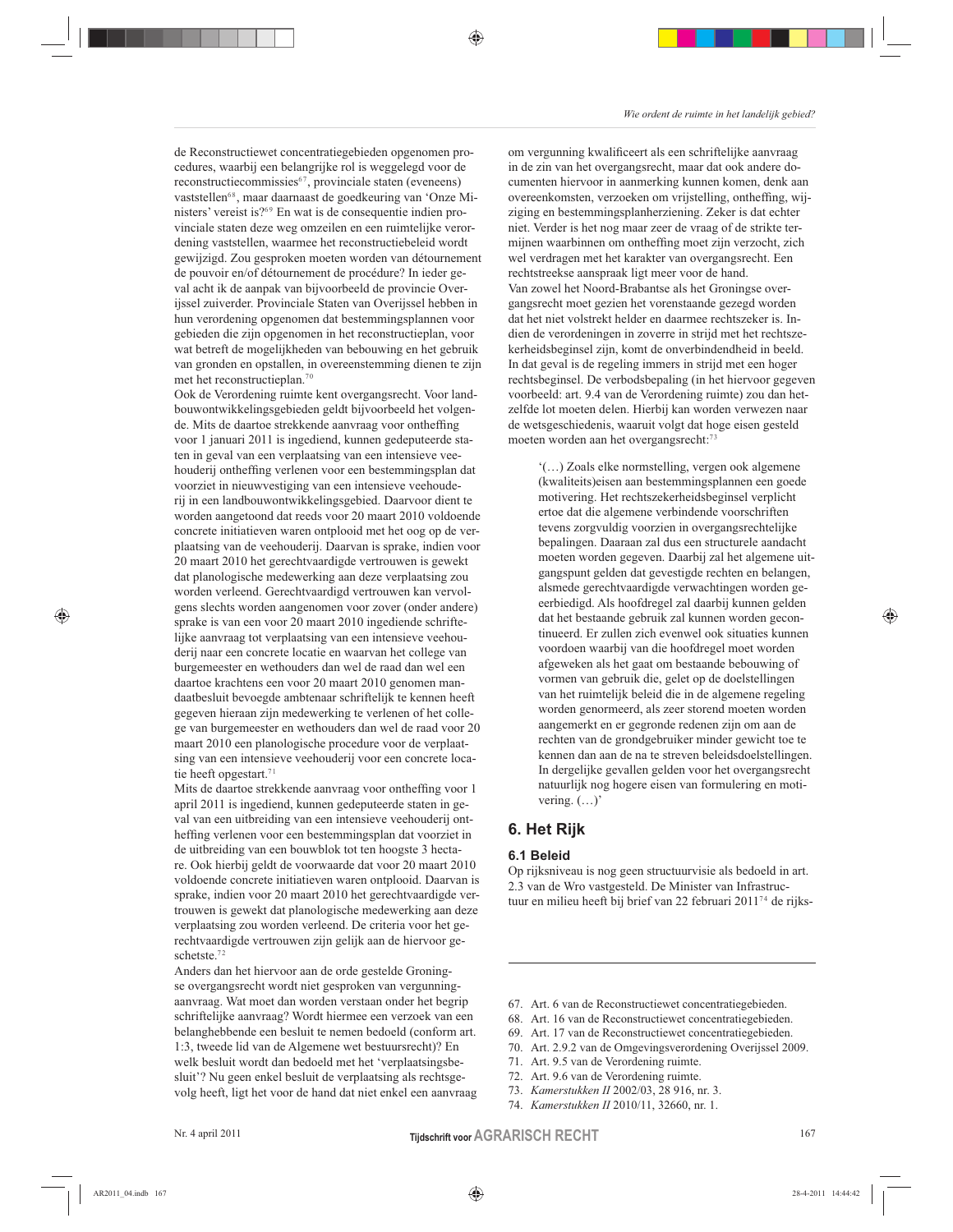de Reconstructiewet concentratiegebieden opgenomen procedures, waarbij een belangrijke rol is weggelegd voor de reconstructiecommissies[67], provinciale staten (eveneens) vaststellen[68], maar daarnaast de goedkeuring van 'Onze Ministers' vereist is?[69] En wat is de consequentie indien provinciale staten deze weg omzeilen en een ruimtelijke verordening vaststellen, waarmee het reconstructiebeleid wordt gewijzigd. Zou gesproken moeten worden van détournement de pouvoir en/of détournement de procédure? In ieder geval acht ik de aanpak van bijvoorbeeld de provincie Overijssel zuiverder. Provinciale Staten van Overijssel hebben in hun verordening opgenomen dat bestemmingsplannen voor gebieden die zijn opgenomen in het reconstructieplan, voor wat betreft de mogelijkheden van bebouwing en het gebruik van gronden en opstallen, in overeenstemming dienen te zijn met het reconstructieplan.[70]

Ook de Verordening ruimte kent overgangsrecht. Voor landbouwontwikkelingsgebieden geldt bijvoorbeeld het volgende. Mits de daartoe strekkende aanvraag voor ontheffing voor 1 januari 2011 is ingediend, kunnen gedeputeerde staten in geval van een verplaatsing van een intensieve veehouderij ontheffing verlenen voor een bestemmingsplan dat voorziet in nieuwvestiging van een intensieve veehouderij in een landbouwontwikkelingsgebied. Daarvoor dient te worden aangetoond dat reeds voor 20 maart 2010 voldoende concrete initiatieven waren ontplooid met het oog op de verplaatsing van de veehouderij. Daarvan is sprake, indien voor 20 maart 2010 het gerechtvaardigde vertrouwen is gewekt dat planologische medewerking aan deze verplaatsing zou worden verleend. Gerechtvaardigd vertrouwen kan vervolgens slechts worden aangenomen voor zover (onder andere) sprake is van een voor 20 maart 2010 ingediende schriftelijke aanvraag tot verplaatsing van een intensieve veehouderij naar een concrete locatie en waarvan het college van burgemeester en wethouders dan wel de raad dan wel een daartoe krachtens een voor 20 maart 2010 genomen mandaatbesluit bevoegde ambtenaar schriftelijk te kennen heeft gegeven hieraan zijn medewerking te verlenen of het college van burgemeester en wethouders dan wel de raad voor 20 maart 2010 een planologische procedure voor de verplaatsing van een intensieve veehouderij voor een concrete locatie heeft opgestart.[71]

Mits de daartoe strekkende aanvraag voor ontheffing voor 1 april 2011 is ingediend, kunnen gedeputeerde staten in geval van een uitbreiding van een intensieve veehouderij ontheffing verlenen voor een bestemmingsplan dat voorziet in de uitbreiding van een bouwblok tot ten hoogste 3 hectare. Ook hierbij geldt de voorwaarde dat voor 20 maart 2010 voldoende concrete initiatieven waren ontplooid. Daarvan is sprake, indien voor 20 maart 2010 het gerechtvaardigde vertrouwen is gewekt dat planologische medewerking aan deze verplaatsing zou worden verleend. De criteria voor het gerechtvaardigde vertrouwen zijn gelijk aan de hiervoor geschetste.[72]

Anders dan het hiervoor aan de orde gestelde Groningse overgangsrecht wordt niet gesproken van vergunningaanvraag. Wat moet dan worden verstaan onder het begrip schriftelijke aanvraag? Wordt hiermee een verzoek van een belanghebbende een besluit te nemen bedoeld (conform art. 1:3, tweede lid van de Algemene wet bestuursrecht)? En welk besluit wordt dan bedoeld met het 'verplaatsingsbesluit'? Nu geen enkel besluit de verplaatsing als rechtsgevolg heeft, ligt het voor de hand dat niet enkel een aanvraag om vergunning kwalificeert als een schriftelijke aanvraag in de zin van het overgangsrecht, maar dat ook andere documenten hiervoor in aanmerking kunnen komen, denk aan overeenkomsten, verzoeken om vrijstelling, ontheffing, wijziging en bestemmingsplanherziening. Zeker is dat echter niet. Verder is het nog maar zeer de vraag of de strikte termijnen waarbinnen om ontheffing moet zijn verzocht, zich wel verdragen met het karakter van overgangsrecht. Een rechtstreekse aanspraak ligt meer voor de hand.

Van zowel het Noord-Brabantse als het Groningse overgangsrecht moet gezien het vorenstaande gezegd worden dat het niet volstrekt helder en daarmee rechtszeker is. Indien de verordeningen in zoverre in strijd met het rechtszekerheidsbeginsel zijn, komt de onverbindendheid in beeld. In dat geval is de regeling immers in strijd met een hoger rechtsbeginsel. De verbodsbepaling (in het hiervoor gegeven voorbeeld: art. 9.4 van de Verordening ruimte) zou dan hetzelfde lot moeten delen. Hierbij kan worden verwezen naar de wetsgeschiedenis, waaruit volgt dat hoge eisen gesteld moeten worden aan het overgangsrecht:[73]

> '(…) Zoals elke normstelling, vergen ook algemene (kwaliteits)eisen aan bestemmingsplannen een goede motivering. Het rechtszekerheidsbeginsel verplicht ertoe dat die algemene verbindende voorschriften tevens zorgvuldig voorzien in overgangsrechtelijke bepalingen. Daaraan zal dus een structurele aandacht moeten worden gegeven. Daarbij zal het algemene uitgangspunt gelden dat gevestigde rechten en belangen, alsmede gerechtvaardigde verwachtingen worden geëerbiedigd. Als hoofdregel zal daarbij kunnen gelden dat het bestaande gebruik zal kunnen worden gecontinueerd. Er zullen zich evenwel ook situaties kunnen voordoen waarbij van die hoofdregel moet worden afgeweken als het gaat om bestaande bebouwing of vormen van gebruik die, gelet op de doelstellingen van het ruimtelijk beleid die in de algemene regeling worden genormeerd, als zeer storend moeten worden aangemerkt en er gegronde redenen zijn om aan de rechten van de grondgebruiker minder gewicht toe te kennen dan aan de na te streven beleidsdoelstellingen. In dergelijke gevallen gelden voor het overgangsrecht natuurlijk nog hogere eisen van formulering en motivering. (…)'

## 6. Het Rijk

### 6.1 Beleid

Op rijksniveau is nog geen structuurvisie als bedoeld in art. 2.3 van de Wro vastgesteld. De Minister van Infrastructuur en milieu heeft bij brief van 22 februari 2011[74] de rijks-

---

67. Art. 6 van de Reconstructiewet concentratiegebieden.
68. Art. 16 van de Reconstructiewet concentratiegebieden.
69. Art. 17 van de Reconstructiewet concentratiegebieden.
70. Art. 2.9.2 van de Omgevingsverordening Overijssel 2009.
71. Art. 9.5 van de Verordening ruimte.
72. Art. 9.6 van de Verordening ruimte.
73. *Kamerstukken II* 2002/03, 28 916, nr. 3.
74. *Kamerstukken II* 2010/11, 32660, nr. 1.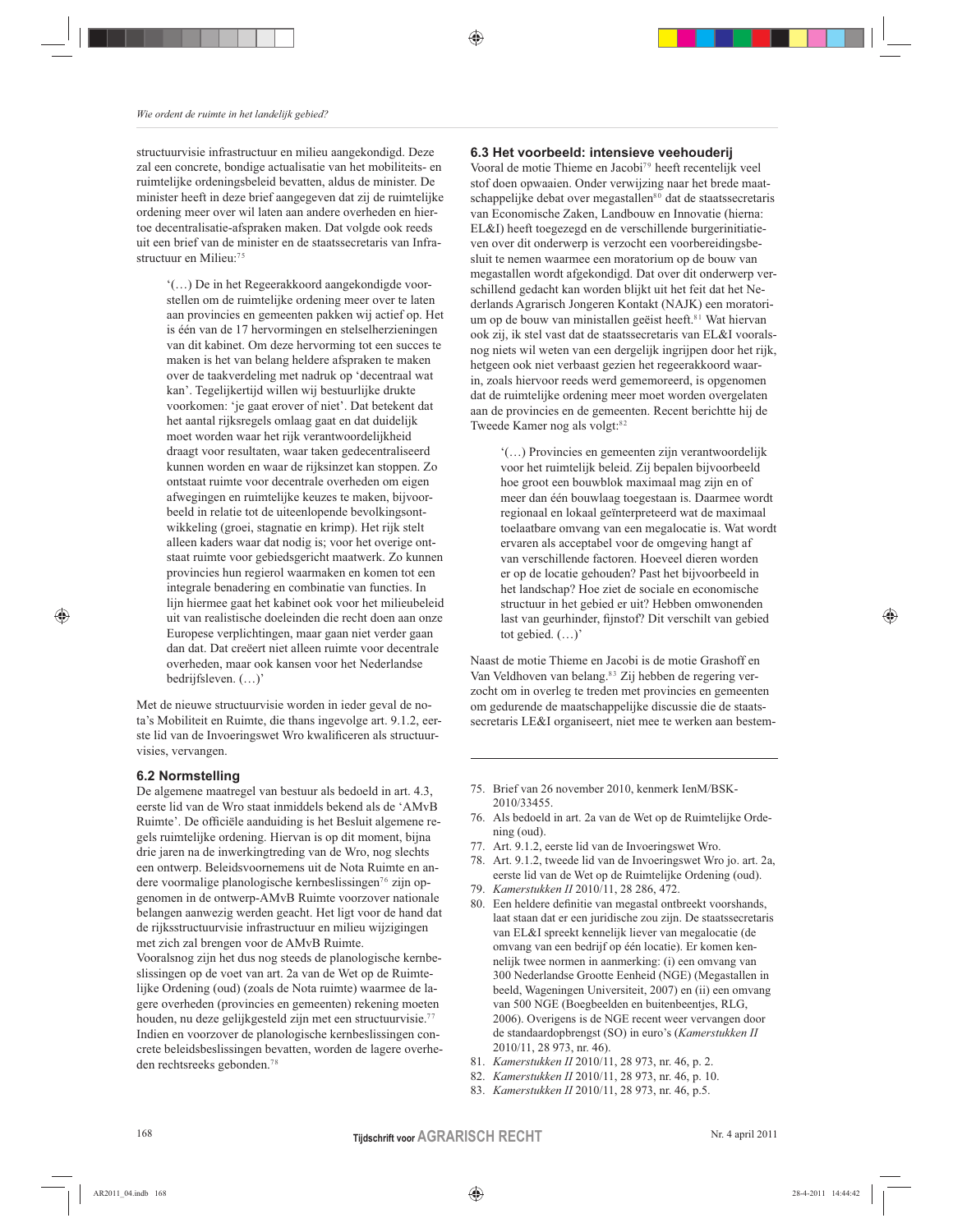structuurvisie infrastructuur en milieu aangekondigd. Deze zal een concrete, bondige actualisatie van het mobiliteits- en ruimtelijke ordeningsbeleid bevatten, aldus de minister. De minister heeft in deze brief aangegeven dat zij de ruimtelijke ordening meer over wil laten aan andere overheden en hiertoe decentralisatie-afspraken maken. Dat volgde ook reeds uit een brief van de minister en de staatssecretaris van Infrastructuur en Milieu:[75]

> '(…) De in het Regeerakkoord aangekondigde voorstellen om de ruimtelijke ordening meer over te laten aan provincies en gemeenten pakken wij actief op. Het is één van de 17 hervormingen en stelselherzieningen van dit kabinet. Om deze hervorming tot een succes te maken is het van belang heldere afspraken te maken over de taakverdeling met nadruk op 'decentraal wat kan'. Tegelijkertijd willen wij bestuurlijke drukte voorkomen: 'je gaat erover of niet'. Dat betekent dat het aantal rijksregels omlaag gaat en dat duidelijk moet worden waar het rijk verantwoordelijkheid draagt voor resultaten, waar taken gedecentraliseerd kunnen worden en waar de rijksinzet kan stoppen. Zo ontstaat ruimte voor decentrale overheden om eigen afwegingen en ruimtelijke keuzes te maken, bijvoorbeeld in relatie tot de uiteenlopende bevolkingsontwikkeling (groei, stagnatie en krimp). Het rijk stelt alleen kaders waar dat nodig is; voor het overige ontstaat ruimte voor gebiedsgericht maatwerk. Zo kunnen provincies hun regierol waarmaken en komen tot een integrale benadering en combinatie van functies. In lijn hiermee gaat het kabinet ook voor het milieubeleid uit van realistische doeleinden die recht doen aan onze Europese verplichtingen, maar gaan niet verder gaan dan dat. Dat creëert niet alleen ruimte voor decentrale overheden, maar ook kansen voor het Nederlandse bedrijfsleven. (…)'

Met de nieuwe structuurvisie worden in ieder geval de nota's Mobiliteit en Ruimte, die thans ingevolge art. 9.1.2, eerste lid van de Invoeringswet Wro kwalificeren als structuurvisies, vervangen.

### 6.2 Normstelling

De algemene maatregel van bestuur als bedoeld in art. 4.3, eerste lid van de Wro staat inmiddels bekend als de 'AMvB Ruimte'. De officiële aanduiding is het Besluit algemene regels ruimtelijke ordening. Hiervan is op dit moment, bijna drie jaren na de inwerkingtreding van de Wro, nog slechts een ontwerp. Beleidsvoornemens uit de Nota Ruimte en andere voormalige planologische kernbeslissingen[76] zijn opgenomen in de ontwerp-AMvB Ruimte voorzover nationale belangen aanwezig werden geacht. Het ligt voor de hand dat de rijksstructuurvisie infrastructuur en milieu wijzigingen met zich zal brengen voor de AMvB Ruimte.

Vooralsnog zijn het dus nog steeds de planologische kernbeslissingen op de voet van art. 2a van de Wet op de Ruimtelijke Ordening (oud) (zoals de Nota ruimte) waarmee de lagere overheden (provincies en gemeenten) rekening moeten houden, nu deze gelijkgesteld zijn met een structuurvisie.[77] Indien en voorzover de planologische kernbeslissingen concrete beleidsbeslissingen bevatten, worden de lagere overheden rechtsreeks gebonden.[78]

### 6.3 Het voorbeeld: intensieve veehouderij

Vooral de motie Thieme en Jacobi[79] heeft recentelijk veel stof doen opwaaien. Onder verwijzing naar het brede maatschappelijke debat over megastallen[80] dat de staatssecretaris van Economische Zaken, Landbouw en Innovatie (hierna: EL&I) heeft toegezegd en de verschillende burgerinitiatieven over dit onderwerp is verzocht een voorbereidingsbesluit te nemen waarmee een moratorium op de bouw van megastallen wordt afgekondigd. Dat over dit onderwerp verschillend gedacht kan worden blijkt uit het feit dat het Nederlands Agrarisch Jongeren Kontakt (NAJK) een moratorium op de bouw van ministallen geëist heeft.[81] Wat hiervan ook zij, ik stel vast dat de staatssecretaris van EL&I vooralsnog niets wil weten van een dergelijk ingrijpen door het rijk, hetgeen ook niet verbaast gezien het regeerakkoord waarin, zoals hiervoor reeds werd gememoreerd, is opgenomen dat de ruimtelijke ordening meer moet worden overgelaten aan de provincies en de gemeenten. Recent berichtte hij de Tweede Kamer nog als volgt:[82]

> '(…) Provincies en gemeenten zijn verantwoordelijk voor het ruimtelijk beleid. Zij bepalen bijvoorbeeld hoe groot een bouwblok maximaal mag zijn en of meer dan één bouwlaag toegestaan is. Daarmee wordt regionaal en lokaal geïnterpreteerd wat de maximaal toelaatbare omvang van een megalocatie is. Wat wordt ervaren als acceptabel voor de omgeving hangt af van verschillende factoren. Hoeveel dieren worden er op de locatie gehouden? Past het bijvoorbeeld in het landschap? Hoe ziet de sociale en economische structuur in het gebied er uit? Hebben omwonenden last van geurhinder, fijnstof? Dit verschilt van gebied tot gebied. (…)'

Naast de motie Thieme en Jacobi is de motie Grashoff en Van Veldhoven van belang.[83] Zij hebben de regering verzocht om in overleg te treden met provincies en gemeenten om gedurende de maatschappelijke discussie die de staatssecretaris LE&I organiseert, niet mee te werken aan bestem-

---

75. Brief van 26 november 2010, kenmerk IenM/BSK-2010/33455.
76. Als bedoeld in art. 2a van de Wet op de Ruimtelijke Ordening (oud).
77. Art. 9.1.2, eerste lid van de Invoeringswet Wro.
78. Art. 9.1.2, tweede lid van de Invoeringswet Wro jo. art. 2a, eerste lid van de Wet op de Ruimtelijke Ordening (oud).
79. *Kamerstukken II* 2010/11, 28 286, 472.
80. Een heldere definitie van megastal ontbreekt voorshands, laat staan dat er een juridische zou zijn. De staatssecretaris van EL&I spreekt kennelijk liever van megalocatie (de omvang van een bedrijf op één locatie). Er komen kennelijk twee normen in aanmerking: (i) een omvang van 300 Nederlandse Grootte Eenheid (NGE) (Megastallen in beeld, Wageningen Universiteit, 2007) en (ii) een omvang van 500 NGE (Boegbeelden en buitenbeentjes, RLG, 2006). Overigens is de NGE recent weer vervangen door de standaardopbrengst (SO) in euro's (*Kamerstukken II* 2010/11, 28 973, nr. 46).
81. *Kamerstukken II* 2010/11, 28 973, nr. 46, p. 2.
82. *Kamerstukken II* 2010/11, 28 973, nr. 46, p. 10.
83. *Kamerstukken II* 2010/11, 28 973, nr. 46, p.5.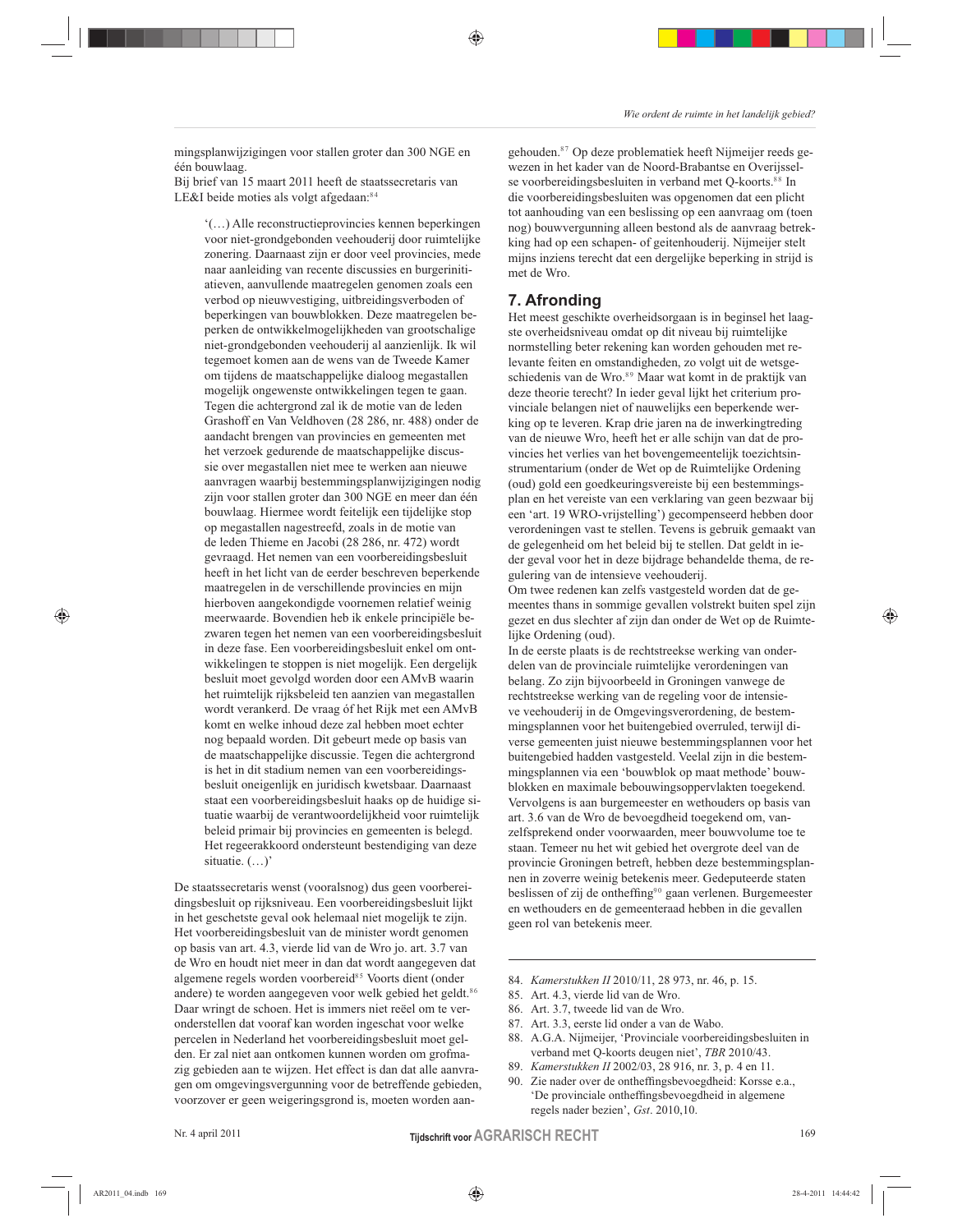mingsplanwijzigingen voor stallen groter dan 300 NGE en één bouwlaag.

Bij brief van 15 maart 2011 heeft de staatssecretaris van LE&I beide moties als volgt afgedaan:[84]

> '(…) Alle reconstructieprovincies kennen beperkingen voor niet-grondgebonden veehouderij door ruimtelijke zonering. Daarnaast zijn er door veel provincies, mede naar aanleiding van recente discussies en burgerinitiatieven, aanvullende maatregelen genomen zoals een verbod op nieuwvestiging, uitbreidingsverboden of beperkingen van bouwblokken. Deze maatregelen beperken de ontwikkelmogelijkheden van grootschalige niet-grondgebonden veehouderij al aanzienlijk. Ik wil tegemoet komen aan de wens van de Tweede Kamer om tijdens de maatschappelijke dialoog megastallen mogelijk ongewenste ontwikkelingen tegen te gaan. Tegen die achtergrond zal ik de motie van de leden Grashoff en Van Veldhoven (28 286, nr. 488) onder de aandacht brengen van provincies en gemeenten met het verzoek gedurende de maatschappelijke discussie over megastallen niet mee te werken aan nieuwe aanvragen waarbij bestemmingsplanwijzigingen nodig zijn voor stallen groter dan 300 NGE en meer dan één bouwlaag. Hiermee wordt feitelijk een tijdelijke stop op megastallen nagestreefd, zoals in de motie van de leden Thieme en Jacobi (28 286, nr. 472) wordt gevraagd. Het nemen van een voorbereidingsbesluit heeft in het licht van de eerder beschreven beperkende maatregelen in de verschillende provincies en mijn hierboven aangekondigde voornemen relatief weinig meerwaarde. Bovendien heb ik enkele principiële bezwaren tegen het nemen van een voorbereidingsbesluit in deze fase. Een voorbereidingsbesluit enkel om ontwikkelingen te stoppen is niet mogelijk. Een dergelijk besluit moet gevolgd worden door een AMvB waarin het ruimtelijk rijksbeleid ten aanzien van megastallen wordt verankerd. De vraag óf het Rijk met een AMvB komt en welke inhoud deze zal hebben moet echter nog bepaald worden. Dit gebeurt mede op basis van de maatschappelijke discussie. Tegen die achtergrond is het in dit stadium nemen van een voorbereidingsbesluit oneigenlijk en juridisch kwetsbaar. Daarnaast staat een voorbereidingsbesluit haaks op de huidige situatie waarbij de verantwoordelijkheid voor ruimtelijk beleid primair bij provincies en gemeenten is belegd. Het regeerakkoord ondersteunt bestendiging van deze situatie. (…)'

De staatssecretaris wenst (vooralsnog) dus geen voorbereidingsbesluit op rijksniveau. Een voorbereidingsbesluit lijkt in het geschetste geval ook helemaal niet mogelijk te zijn. Het voorbereidingsbesluit van de minister wordt genomen op basis van art. 4.3, vierde lid van de Wro jo. art. 3.7 van de Wro en houdt niet meer in dan dat wordt aangegeven dat algemene regels worden voorbereid[85] Voorts dient (onder andere) te worden aangegeven voor welk gebied het geldt.[86] Daar wringt de schoen. Het is immers niet reëel om te veronderstellen dat vooraf kan worden ingeschat voor welke percelen in Nederland het voorbereidingsbesluit moet gelden. Er zal niet aan ontkomen kunnen worden om grofmazig gebieden aan te wijzen. Het effect is dan dat alle aanvragen om omgevingsvergunning voor de betreffende gebieden, voorzover er geen weigeringsgrond is, moeten worden aangehouden.[87] Op deze problematiek heeft Nijmeijer reeds gewezen in het kader van de Noord-Brabantse en Overijsselse voorbereidingsbesluiten in verband met Q-koorts.[88] In die voorbereidingsbesluiten was opgenomen dat een plicht tot aanhouding van een beslissing op een aanvraag om (toen nog) bouwvergunning alleen bestond als de aanvraag betrekking had op een schapen- of geitenhouderij. Nijmeijer stelt mijns inziens terecht dat een dergelijke beperking in strijd is met de Wro.

## 7. Afronding

Het meest geschikte overheidsorgaan is in beginsel het laagste overheidsniveau omdat op dit niveau bij ruimtelijke normstelling beter rekening kan worden gehouden met relevante feiten en omstandigheden, zo volgt uit de wetsgeschiedenis van de Wro.[89] Maar wat komt in de praktijk van deze theorie terecht? In ieder geval lijkt het criterium provinciale belangen niet of nauwelijks een beperkende werking op te leveren. Krap drie jaren na de inwerkingtreding van de nieuwe Wro, heeft het er alle schijn van dat de provincies het verlies van het bovengemeentelijk toezichtsinstrumentarium (onder de Wet op de Ruimtelijke Ordening (oud) gold een goedkeuringsvereiste bij een bestemmingsplan en het vereiste van een verklaring van geen bezwaar bij een 'art. 19 WRO-vrijstelling') gecompenseerd hebben door verordeningen vast te stellen. Tevens is gebruik gemaakt van de gelegenheid om het beleid bij te stellen. Dat geldt in ieder geval voor het in deze bijdrage behandelde thema, de regulering van de intensieve veehouderij.

Om twee redenen kan zelfs vastgesteld worden dat de gemeentes thans in sommige gevallen volstrekt buiten spel zijn gezet en dus slechter af zijn dan onder de Wet op de Ruimtelijke Ordening (oud).

In de eerste plaats is de rechtstreekse werking van onderdelen van de provinciale ruimtelijke verordeningen van belang. Zo zijn bijvoorbeeld in Groningen vanwege de rechtstreekse werking van de regeling voor de intensieve veehouderij in de Omgevingsverordening, de bestemmingsplannen voor het buitengebied overruled, terwijl diverse gemeenten juist nieuwe bestemmingsplannen voor het buitengebied hadden vastgesteld. Veelal zijn in die bestemmingsplannen via een 'bouwblok op maat methode' bouwblokken en maximale bebouwingsoppervlakten toegekend. Vervolgens is aan burgemeester en wethouders op basis van art. 3.6 van de Wro de bevoegdheid toegekend om, vanzelfsprekend onder voorwaarden, meer bouwvolume toe te staan. Temeer nu het wit gebied het overgrote deel van de provincie Groningen betreft, hebben deze bestemmingsplannen in zoverre weinig betekenis meer. Gedeputeerde staten beslissen of zij de ontheffing[90] gaan verlenen. Burgemeester en wethouders en de gemeenteraad hebben in die gevallen geen rol van betekenis meer.

---

84. *Kamerstukken II* 2010/11, 28 973, nr. 46, p. 15.
85. Art. 4.3, vierde lid van de Wro.
86. Art. 3.7, tweede lid van de Wro.
87. Art. 3.3, eerste lid onder a van de Wabo.
88. A.G.A. Nijmeijer, 'Provinciale voorbereidingsbesluiten in verband met Q-koorts deugen niet', *TBR* 2010/43.
89. *Kamerstukken II* 2002/03, 28 916, nr. 3, p. 4 en 11.
90. Zie nader over de ontheffingsbevoegdheid: Korsse e.a., 'De provinciale ontheffingsbevoegdheid in algemene regels nader bezien', *Gst*. 2010,10.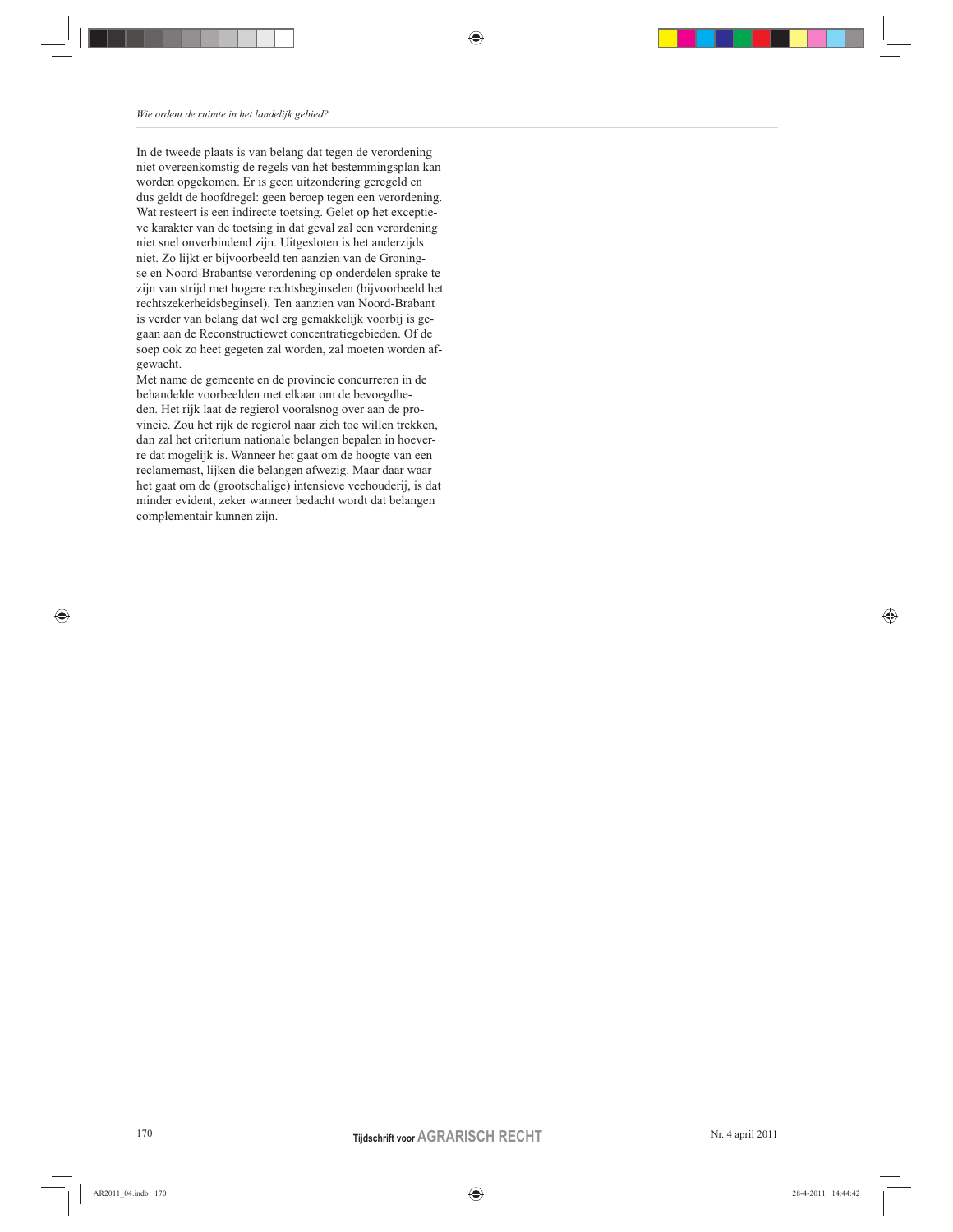In de tweede plaats is van belang dat tegen de verordening niet overeenkomstig de regels van het bestemmingsplan kan worden opgekomen. Er is geen uitzondering geregeld en dus geldt de hoofdregel: geen beroep tegen een verordening. Wat resteert is een indirecte toetsing. Gelet op het exceptieve karakter van de toetsing in dat geval zal een verordening niet snel onverbindend zijn. Uitgesloten is het anderzijds niet. Zo lijkt er bijvoorbeeld ten aanzien van de Groningse en Noord-Brabantse verordening op onderdelen sprake te zijn van strijd met hogere rechtsbeginselen (bijvoorbeeld het rechtszekerheidsbeginsel). Ten aanzien van Noord-Brabant is verder van belang dat wel erg gemakkelijk voorbij is gegaan aan de Reconstructiewet concentratiegebieden. Of de soep ook zo heet gegeten zal worden, zal moeten worden afgewacht.

Met name de gemeente en de provincie concurreren in de behandelde voorbeelden met elkaar om de bevoegdheden. Het rijk laat de regierol vooralsnog over aan de provincie. Zou het rijk de regierol naar zich toe willen trekken, dan zal het criterium nationale belangen bepalen in hoeverre dat mogelijk is. Wanneer het gaat om de hoogte van een reclamemast, lijken die belangen afwezig. Maar daar waar het gaat om de (grootschalige) intensieve veehouderij, is dat minder evident, zeker wanneer bedacht wordt dat belangen complementair kunnen zijn.